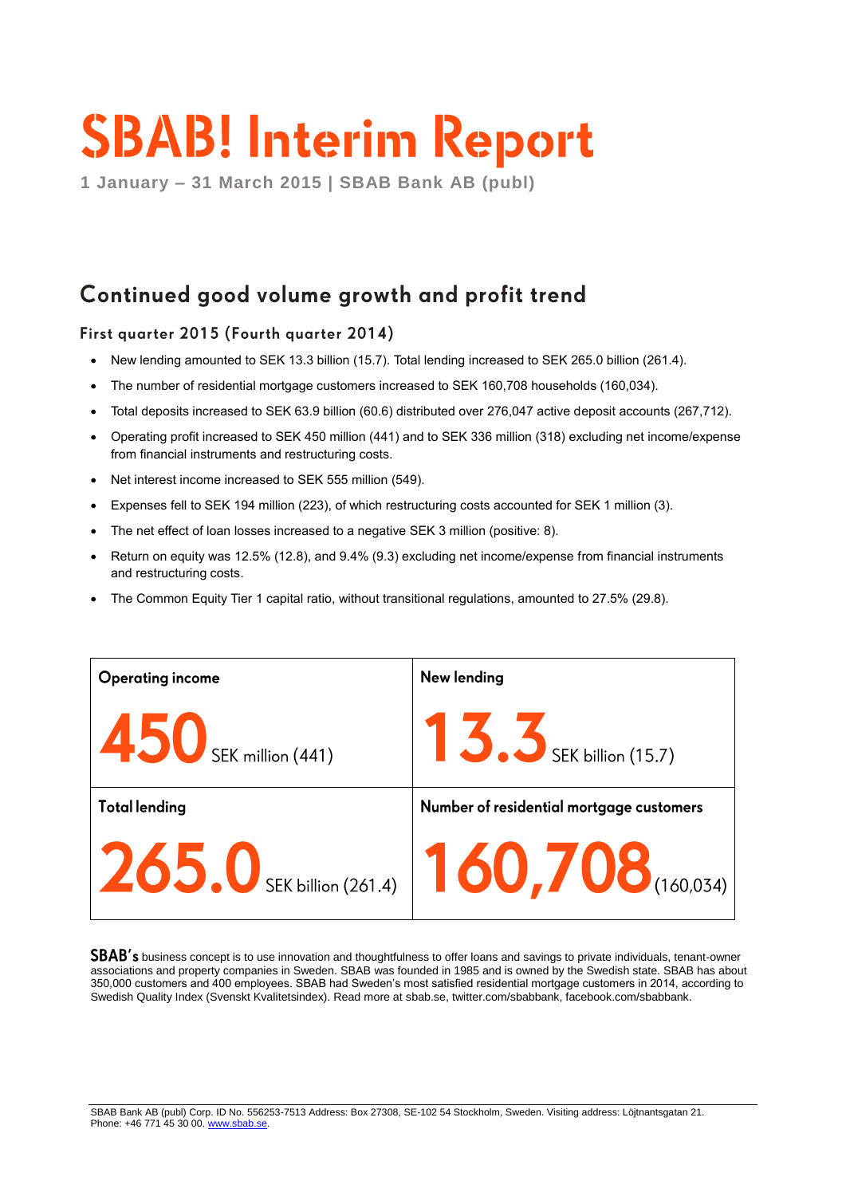# SBAB! Interim Report

**1 January – 31 March 2015 | SBAB Bank AB (publ)**

## Continued good volume growth and profit trend

### First quarter 2015 (Fourth quarter 2014)

- New lending amounted to SEK 13.3 billion (15.7). Total lending increased to SEK 265.0 billion (261.4).
- The number of residential mortgage customers increased to SEK 160,708 households (160,034).
- Total deposits increased to SEK 63.9 billion (60.6) distributed over 276,047 active deposit accounts (267,712).
- Operating profit increased to SEK 450 million (441) and to SEK 336 million (318) excluding net income/expense from financial instruments and restructuring costs.
- Net interest income increased to SEK 555 million (549).
- Expenses fell to SEK 194 million (223), of which restructuring costs accounted for SEK 1 million (3).
- The net effect of loan losses increased to a negative SEK 3 million (positive: 8).
- Return on equity was 12.5% (12.8), and 9.4% (9.3) excluding net income/expense from financial instruments and restructuring costs.
- The Common Equity Tier 1 capital ratio, without transitional regulations, amounted to 27.5% (29.8).

| Operating income | New lending |
|---|---|
| **450** SEK million (441) | **13.3** SEK billion (15.7) |
| **Total lending** | **Number of residential mortgage customers** |
| **265.0** SEK billion (261.4) | **160,708** (160,034) |

**SBAB's** business concept is to use innovation and thoughtfulness to offer loans and savings to private individuals, tenant-owner associations and property companies in Sweden. SBAB was founded in 1985 and is owned by the Swedish state. SBAB has about 350,000 customers and 400 employees. SBAB had Sweden's most satisfied residential mortgage customers in 2014, according to Swedish Quality Index (Svenskt Kvalitetsindex). Read more at sbab.se, twitter.com/sbabbank, facebook.com/sbabbank.

SBAB Bank AB (publ) Corp. ID No. 556253-7513 Address: Box 27308, SE-102 54 Stockholm, Sweden. Visiting address: Löjtnantsgatan 21. Phone: +46 771 45 30 00. www.sbab.se.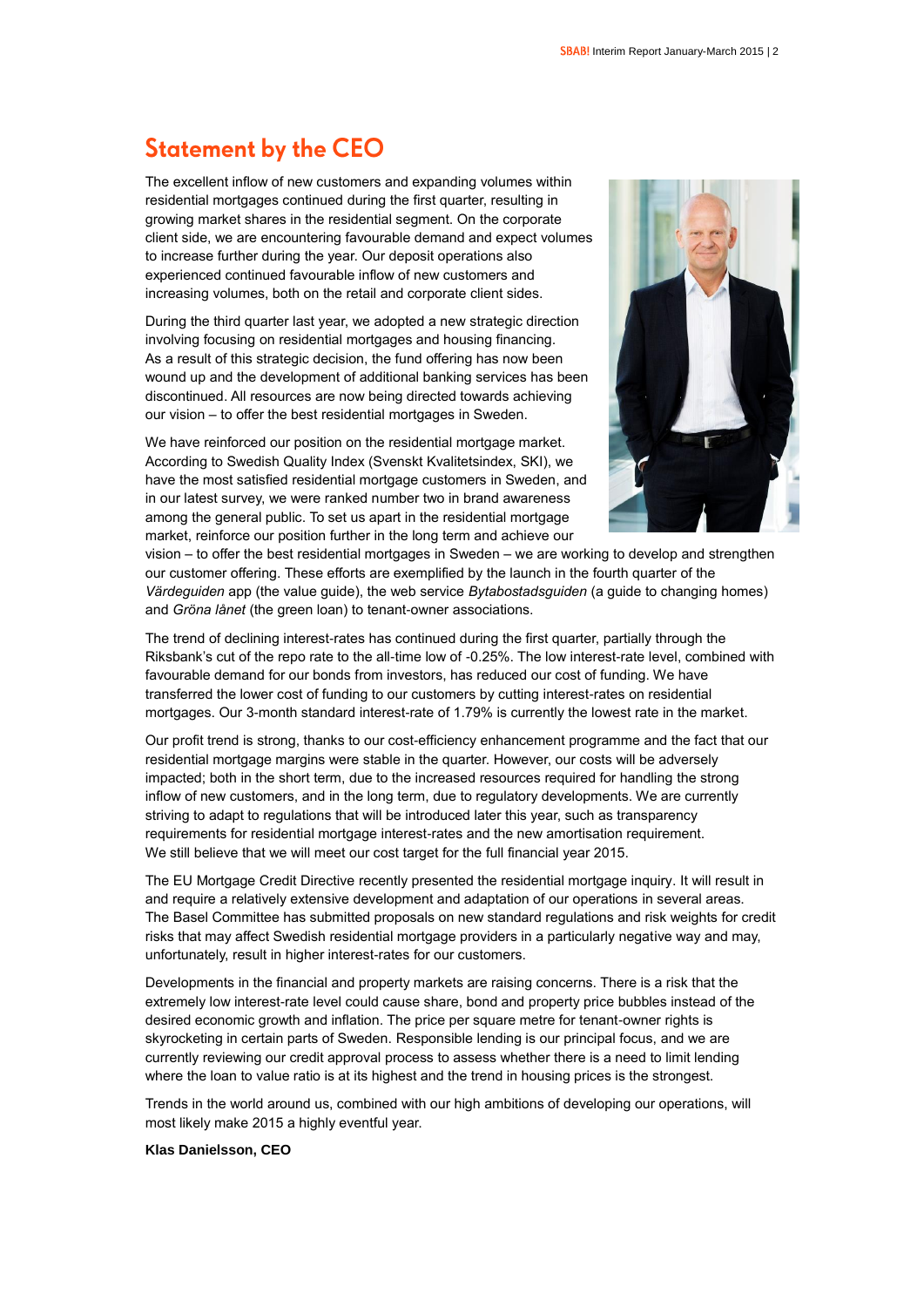## Statement by the CEO

The excellent inflow of new customers and expanding volumes within residential mortgages continued during the first quarter, resulting in growing market shares in the residential segment. On the corporate client side, we are encountering favourable demand and expect volumes to increase further during the year. Our deposit operations also experienced continued favourable inflow of new customers and increasing volumes, both on the retail and corporate client sides.

During the third quarter last year, we adopted a new strategic direction involving focusing on residential mortgages and housing financing. As a result of this strategic decision, the fund offering has now been wound up and the development of additional banking services has been discontinued. All resources are now being directed towards achieving our vision – to offer the best residential mortgages in Sweden.

We have reinforced our position on the residential mortgage market. According to Swedish Quality Index (Svenskt Kvalitetsindex, SKI), we have the most satisfied residential mortgage customers in Sweden, and in our latest survey, we were ranked number two in brand awareness among the general public. To set us apart in the residential mortgage market, reinforce our position further in the long term and achieve our vision – to offer the best residential mortgages in Sweden – we are working to develop and strengthen our customer offering. These efforts are exemplified by the launch in the fourth quarter of the *Värdeguiden* app (the value guide), the web service *Bytabostadsguiden* (a guide to changing homes) and *Gröna lånet* (the green loan) to tenant-owner associations.

The trend of declining interest-rates has continued during the first quarter, partially through the Riksbank's cut of the repo rate to the all-time low of -0.25%. The low interest-rate level, combined with favourable demand for our bonds from investors, has reduced our cost of funding. We have transferred the lower cost of funding to our customers by cutting interest-rates on residential mortgages. Our 3-month standard interest-rate of 1.79% is currently the lowest rate in the market.

Our profit trend is strong, thanks to our cost-efficiency enhancement programme and the fact that our residential mortgage margins were stable in the quarter. However, our costs will be adversely impacted; both in the short term, due to the increased resources required for handling the strong inflow of new customers, and in the long term, due to regulatory developments. We are currently striving to adapt to regulations that will be introduced later this year, such as transparency requirements for residential mortgage interest-rates and the new amortisation requirement. We still believe that we will meet our cost target for the full financial year 2015.

The EU Mortgage Credit Directive recently presented the residential mortgage inquiry. It will result in and require a relatively extensive development and adaptation of our operations in several areas. The Basel Committee has submitted proposals on new standard regulations and risk weights for credit risks that may affect Swedish residential mortgage providers in a particularly negative way and may, unfortunately, result in higher interest-rates for our customers.

Developments in the financial and property markets are raising concerns. There is a risk that the extremely low interest-rate level could cause share, bond and property price bubbles instead of the desired economic growth and inflation. The price per square metre for tenant-owner rights is skyrocketing in certain parts of Sweden. Responsible lending is our principal focus, and we are currently reviewing our credit approval process to assess whether there is a need to limit lending where the loan to value ratio is at its highest and the trend in housing prices is the strongest.

Trends in the world around us, combined with our high ambitions of developing our operations, will most likely make 2015 a highly eventful year.

**Klas Danielsson, CEO**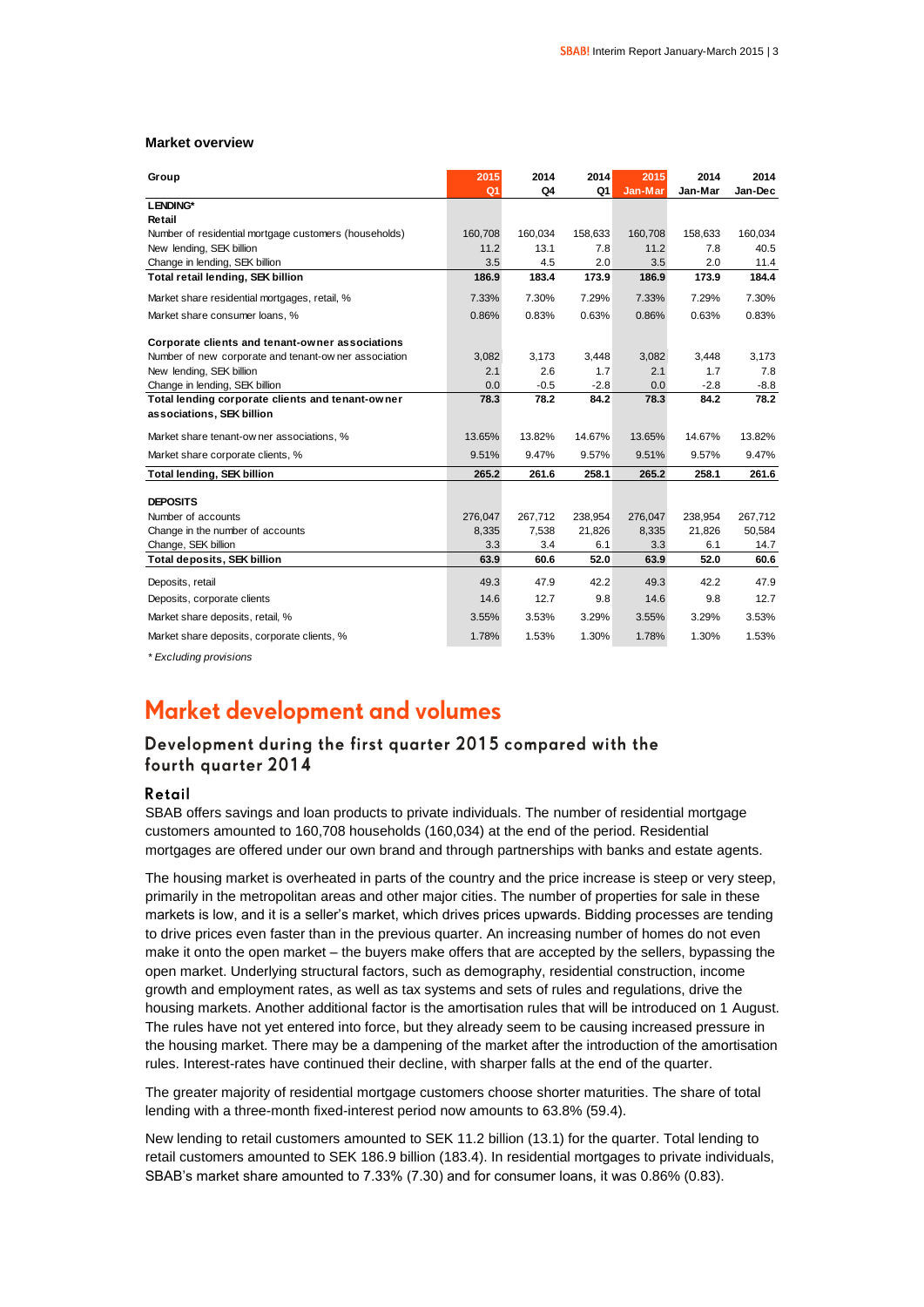**Market overview**

| Group | 2015 Q1 | 2014 Q4 | 2014 Q1 | 2015 Jan-Mar | 2014 Jan-Mar | 2014 Jan-Dec |
|---|---|---|---|---|---|---|
| **LENDING*** | | | | | | |
| **Retail** | | | | | | |
| Number of residential mortgage customers (households) | 160,708 | 160,034 | 158,633 | 160,708 | 158,633 | 160,034 |
| New lending, SEK billion | 11.2 | 13.1 | 7.8 | 11.2 | 7.8 | 40.5 |
| Change in lending, SEK billion | 3.5 | 4.5 | 2.0 | 3.5 | 2.0 | 11.4 |
| **Total retail lending, SEK billion** | **186.9** | **183.4** | **173.9** | **186.9** | **173.9** | **184.4** |
| Market share residential mortgages, retail, % | 7.33% | 7.30% | 7.29% | 7.33% | 7.29% | 7.30% |
| Market share consumer loans, % | 0.86% | 0.83% | 0.63% | 0.86% | 0.63% | 0.83% |
| **Corporate clients and tenant-owner associations** | | | | | | |
| Number of new corporate and tenant-owner association | 3,082 | 3,173 | 3,448 | 3,082 | 3,448 | 3,173 |
| New lending, SEK billion | 2.1 | 2.6 | 1.7 | 2.1 | 1.7 | 7.8 |
| Change in lending, SEK billion | 0.0 | -0.5 | -2.8 | 0.0 | -2.8 | -8.8 |
| **Total lending corporate clients and tenant-owner associations, SEK billion** | **78.3** | **78.2** | **84.2** | **78.3** | **84.2** | **78.2** |
| Market share tenant-owner associations, % | 13.65% | 13.82% | 14.67% | 13.65% | 14.67% | 13.82% |
| Market share corporate clients, % | 9.51% | 9.47% | 9.57% | 9.51% | 9.57% | 9.47% |
| **Total lending, SEK billion** | **265.2** | **261.6** | **258.1** | **265.2** | **258.1** | **261.6** |
| **DEPOSITS** | | | | | | |
| Number of accounts | 276,047 | 267,712 | 238,954 | 276,047 | 238,954 | 267,712 |
| Change in the number of accounts | 8,335 | 7,538 | 21,826 | 8,335 | 21,826 | 50,584 |
| Change, SEK billion | 3.3 | 3.4 | 6.1 | 3.3 | 6.1 | 14.7 |
| **Total deposits, SEK billion** | **63.9** | **60.6** | **52.0** | **63.9** | **52.0** | **60.6** |
| Deposits, retail | 49.3 | 47.9 | 42.2 | 49.3 | 42.2 | 47.9 |
| Deposits, corporate clients | 14.6 | 12.7 | 9.8 | 14.6 | 9.8 | 12.7 |
| Market share deposits, retail, % | 3.55% | 3.53% | 3.29% | 3.55% | 3.29% | 3.53% |
| Market share deposits, corporate clients, % | 1.78% | 1.53% | 1.30% | 1.78% | 1.30% | 1.53% |

*\* Excluding provisions*

# Market development and volumes

## Development during the first quarter 2015 compared with the fourth quarter 2014

### Retail

SBAB offers savings and loan products to private individuals. The number of residential mortgage customers amounted to 160,708 households (160,034) at the end of the period. Residential mortgages are offered under our own brand and through partnerships with banks and estate agents.

The housing market is overheated in parts of the country and the price increase is steep or very steep, primarily in the metropolitan areas and other major cities. The number of properties for sale in these markets is low, and it is a seller's market, which drives prices upwards. Bidding processes are tending to drive prices even faster than in the previous quarter. An increasing number of homes do not even make it onto the open market – the buyers make offers that are accepted by the sellers, bypassing the open market. Underlying structural factors, such as demography, residential construction, income growth and employment rates, as well as tax systems and sets of rules and regulations, drive the housing markets. Another additional factor is the amortisation rules that will be introduced on 1 August. The rules have not yet entered into force, but they already seem to be causing increased pressure in the housing market. There may be a dampening of the market after the introduction of the amortisation rules. Interest-rates have continued their decline, with sharper falls at the end of the quarter.

The greater majority of residential mortgage customers choose shorter maturities. The share of total lending with a three-month fixed-interest period now amounts to 63.8% (59.4).

New lending to retail customers amounted to SEK 11.2 billion (13.1) for the quarter. Total lending to retail customers amounted to SEK 186.9 billion (183.4). In residential mortgages to private individuals, SBAB's market share amounted to 7.33% (7.30) and for consumer loans, it was 0.86% (0.83).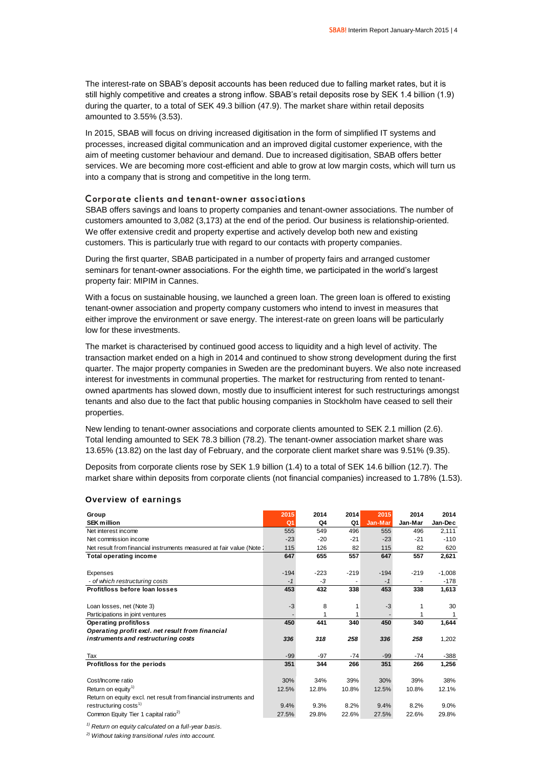The interest-rate on SBAB's deposit accounts has been reduced due to falling market rates, but it is still highly competitive and creates a strong inflow. SBAB's retail deposits rose by SEK 1.4 billion (1.9) during the quarter, to a total of SEK 49.3 billion (47.9). The market share within retail deposits amounted to 3.55% (3.53).

In 2015, SBAB will focus on driving increased digitisation in the form of simplified IT systems and processes, increased digital communication and an improved digital customer experience, with the aim of meeting customer behaviour and demand. Due to increased digitisation, SBAB offers better services. We are becoming more cost-efficient and able to grow at low margin costs, which will turn us into a company that is strong and competitive in the long term.

### Corporate clients and tenant-owner associations

SBAB offers savings and loans to property companies and tenant-owner associations. The number of customers amounted to 3,082 (3,173) at the end of the period. Our business is relationship-oriented. We offer extensive credit and property expertise and actively develop both new and existing customers. This is particularly true with regard to our contacts with property companies.

During the first quarter, SBAB participated in a number of property fairs and arranged customer seminars for tenant-owner associations. For the eighth time, we participated in the world's largest property fair: MIPIM in Cannes.

With a focus on sustainable housing, we launched a green loan. The green loan is offered to existing tenant-owner association and property company customers who intend to invest in measures that either improve the environment or save energy. The interest-rate on green loans will be particularly low for these investments.

The market is characterised by continued good access to liquidity and a high level of activity. The transaction market ended on a high in 2014 and continued to show strong development during the first quarter. The major property companies in Sweden are the predominant buyers. We also note increased interest for investments in communal properties. The market for restructuring from rented to tenant-owned apartments has slowed down, mostly due to insufficient interest for such restructurings amongst tenants and also due to the fact that public housing companies in Stockholm have ceased to sell their properties.

New lending to tenant-owner associations and corporate clients amounted to SEK 2.1 million (2.6). Total lending amounted to SEK 78.3 billion (78.2). The tenant-owner association market share was 13.65% (13.82) on the last day of February, and the corporate client market share was 9.51% (9.35).

Deposits from corporate clients rose by SEK 1.9 billion (1.4) to a total of SEK 14.6 billion (12.7). The market share within deposits from corporate clients (not financial companies) increased to 1.78% (1.53).

### Overview of earnings

| Group<br>SEK million | 2015<br>Q1 | 2014<br>Q4 | 2014<br>Q1 | 2015<br>Jan-Mar | 2014<br>Jan-Mar | 2014<br>Jan-Dec |
|---|---|---|---|---|---|---|
| Net interest income | 555 | 549 | 496 | 555 | 496 | 2,111 |
| Net commission income | -23 | -20 | -21 | -23 | -21 | -110 |
| Net result from financial instruments measured at fair value (Note 2) | 115 | 126 | 82 | 115 | 82 | 620 |
| **Total operating income** | **647** | **655** | **557** | **647** | **557** | **2,621** |
| | | | | | | |
| Expenses | -194 | -223 | -219 | -194 | -219 | -1,008 |
| *- of which restructuring costs* | *-1* | *-3* | *-* | *-1* | *-* | *-178* |
| **Profit/loss before loan losses** | **453** | **432** | **338** | **453** | **338** | **1,613** |
| | | | | | | |
| Loan losses, net (Note 3) | -3 | 8 | 1 | -3 | 1 | 30 |
| Participations in joint ventures | - | 1 | 1 | - | 1 | 1 |
| **Operating profit/loss** | **450** | **441** | **340** | **450** | **340** | **1,644** |
| ***Operating profit excl. net result from financial instruments and restructuring costs*** | ***336*** | ***318*** | ***258*** | ***336*** | ***258*** | 1,202 |
| | | | | | | |
| Tax | -99 | -97 | -74 | -99 | -74 | -388 |
| **Profit/loss for the periods** | **351** | **344** | **266** | **351** | **266** | **1,256** |
| | | | | | | |
| Cost/Income ratio | 30% | 34% | 39% | 30% | 39% | 38% |
| Return on equity[1] | 12.5% | 12.8% | 10.8% | 12.5% | 10.8% | 12.1% |
| Return on equity excl. net result from financial instruments and restructuring costs[1] | 9.4% | 9.3% | 8.2% | 9.4% | 8.2% | 9.0% |
| Common Equity Tier 1 capital ratio[2] | 27.5% | 29.8% | 22.6% | 27.5% | 22.6% | 29.8% |

*[1] Return on equity calculated on a full-year basis.*

*[2] Without taking transitional rules into account.*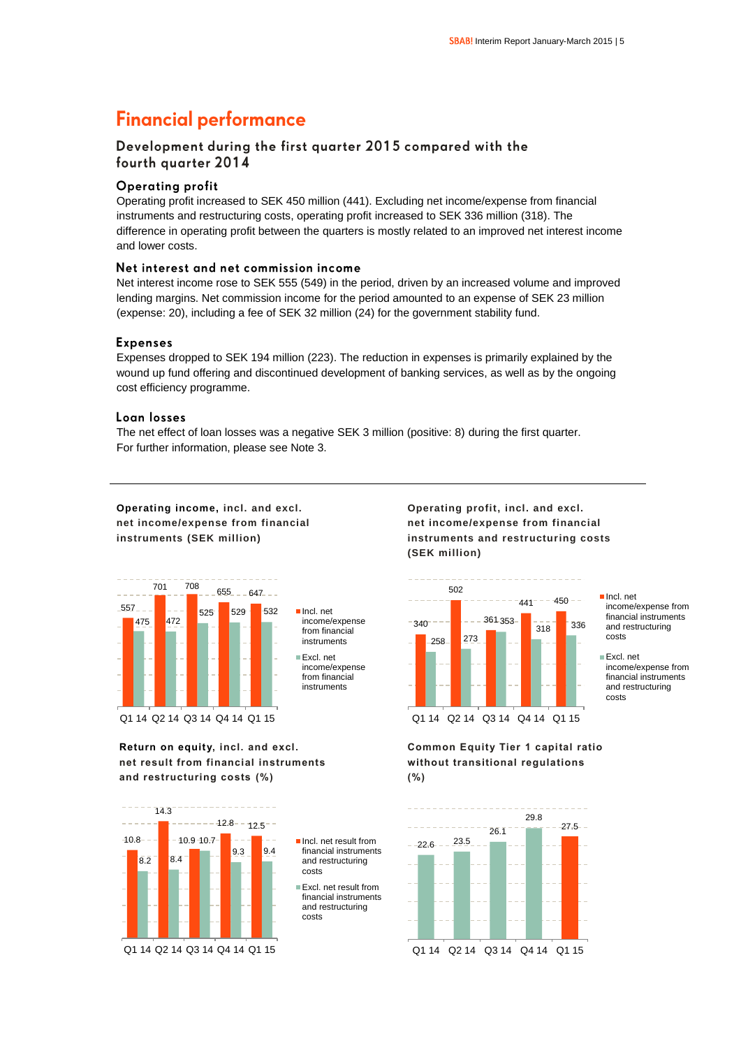# Financial performance

## Development during the first quarter 2015 compared with the fourth quarter 2014

### Operating profit

Operating profit increased to SEK 450 million (441). Excluding net income/expense from financial instruments and restructuring costs, operating profit increased to SEK 336 million (318). The difference in operating profit between the quarters is mostly related to an improved net interest income and lower costs.

### Net interest and net commission income

Net interest income rose to SEK 555 (549) in the period, driven by an increased volume and improved lending margins. Net commission income for the period amounted to an expense of SEK 23 million (expense: 20), including a fee of SEK 32 million (24) for the government stability fund.

### Expenses

Expenses dropped to SEK 194 million (223). The reduction in expenses is primarily explained by the wound up fund offering and discontinued development of banking services, as well as by the ongoing cost efficiency programme.

### Loan losses

The net effect of loan losses was a negative SEK 3 million (positive: 8) during the first quarter. For further information, please see Note 3.

---

**Operating income, incl. and excl. net income/expense from financial instruments (SEK million)**

| | Q1 14 | Q2 14 | Q3 14 | Q4 14 | Q1 15 |
|---|---|---|---|---|---|
| Incl. net income/expense from financial instruments | 557 | 701 | 708 | 655 | 647 |
| Excl. net income/expense from financial instruments | 475 | 472 | 525 | 529 | 532 |

**Operating profit, incl. and excl. net income/expense from financial instruments and restructuring costs (SEK million)**

| | Q1 14 | Q2 14 | Q3 14 | Q4 14 | Q1 15 |
|---|---|---|---|---|---|
| Incl. net income/expense from financial instruments and restructuring costs | 340 | 502 | 361 | 441 | 450 |
| Excl. net income/expense from financial instruments and restructuring costs | 258 | 273 | 353 | 318 | 336 |

**Return on equity, incl. and excl. net result from financial instruments and restructuring costs (%)**

| | Q1 14 | Q2 14 | Q3 14 | Q4 14 | Q1 15 |
|---|---|---|---|---|---|
| Incl. net result from financial instruments and restructuring costs | 10.8 | 14.3 | 10.9 | 12.8 | 12.5 |
| Excl. net result from financial instruments and restructuring costs | 8.2 | 8.4 | 10.7 | 9.3 | 9.4 |

**Common Equity Tier 1 capital ratio without transitional regulations (%)**

| Q1 14 | Q2 14 | Q3 14 | Q4 14 | Q1 15 |
|---|---|---|---|---|
| 22.6 | 23.5 | 26.1 | 29.8 | 27.5 |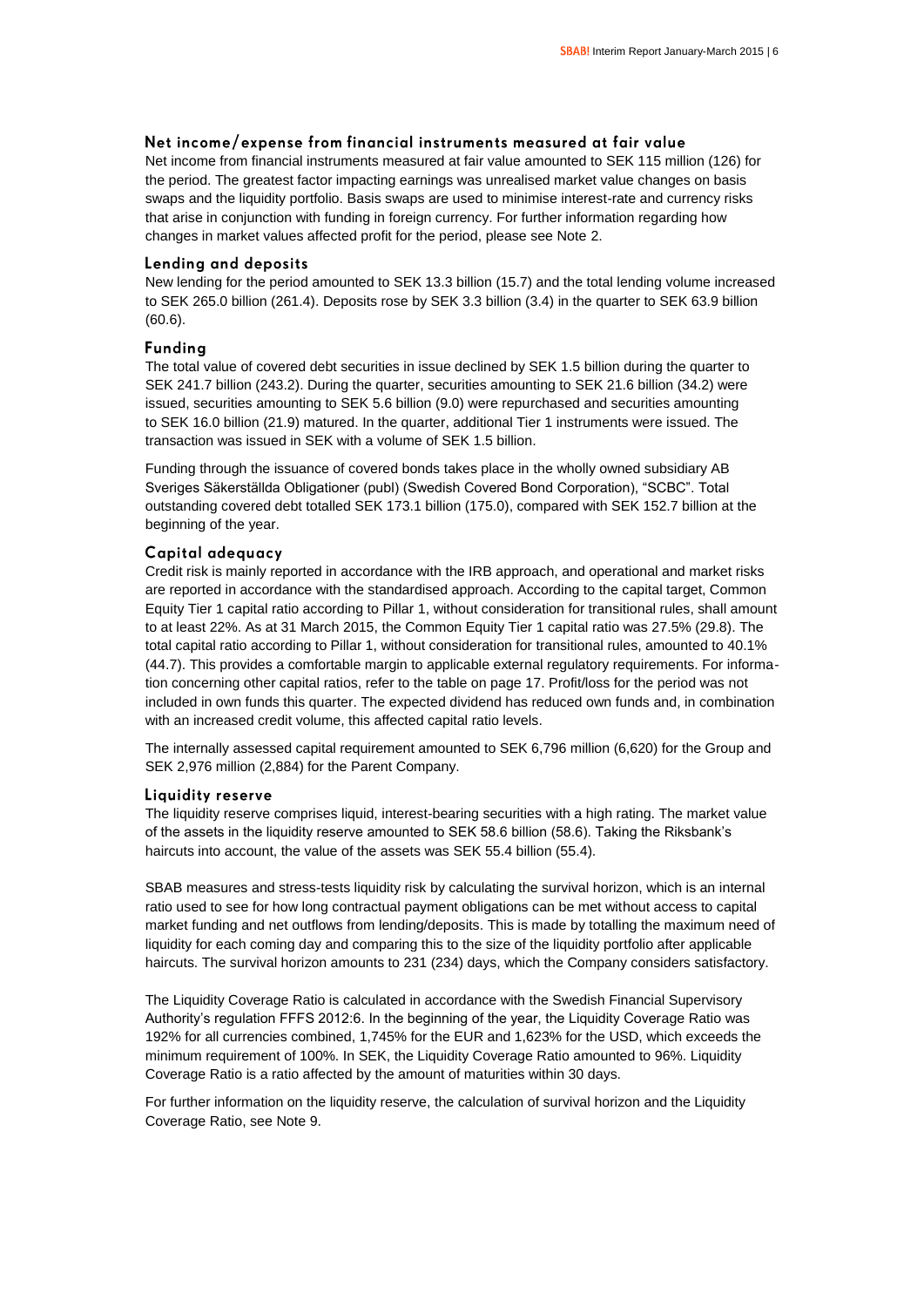### Net income/expense from financial instruments measured at fair value

Net income from financial instruments measured at fair value amounted to SEK 115 million (126) for the period. The greatest factor impacting earnings was unrealised market value changes on basis swaps and the liquidity portfolio. Basis swaps are used to minimise interest-rate and currency risks that arise in conjunction with funding in foreign currency. For further information regarding how changes in market values affected profit for the period, please see Note 2.

### Lending and deposits

New lending for the period amounted to SEK 13.3 billion (15.7) and the total lending volume increased to SEK 265.0 billion (261.4). Deposits rose by SEK 3.3 billion (3.4) in the quarter to SEK 63.9 billion (60.6).

### Funding

The total value of covered debt securities in issue declined by SEK 1.5 billion during the quarter to SEK 241.7 billion (243.2). During the quarter, securities amounting to SEK 21.6 billion (34.2) were issued, securities amounting to SEK 5.6 billion (9.0) were repurchased and securities amounting to SEK 16.0 billion (21.9) matured. In the quarter, additional Tier 1 instruments were issued. The transaction was issued in SEK with a volume of SEK 1.5 billion.

Funding through the issuance of covered bonds takes place in the wholly owned subsidiary AB Sveriges Säkerställda Obligationer (publ) (Swedish Covered Bond Corporation), "SCBC". Total outstanding covered debt totalled SEK 173.1 billion (175.0), compared with SEK 152.7 billion at the beginning of the year.

### Capital adequacy

Credit risk is mainly reported in accordance with the IRB approach, and operational and market risks are reported in accordance with the standardised approach. According to the capital target, Common Equity Tier 1 capital ratio according to Pillar 1, without consideration for transitional rules, shall amount to at least 22%. As at 31 March 2015, the Common Equity Tier 1 capital ratio was 27.5% (29.8). The total capital ratio according to Pillar 1, without consideration for transitional rules, amounted to 40.1% (44.7). This provides a comfortable margin to applicable external regulatory requirements. For information concerning other capital ratios, refer to the table on page 17. Profit/loss for the period was not included in own funds this quarter. The expected dividend has reduced own funds and, in combination with an increased credit volume, this affected capital ratio levels.

The internally assessed capital requirement amounted to SEK 6,796 million (6,620) for the Group and SEK 2,976 million (2,884) for the Parent Company.

### Liquidity reserve

The liquidity reserve comprises liquid, interest-bearing securities with a high rating. The market value of the assets in the liquidity reserve amounted to SEK 58.6 billion (58.6). Taking the Riksbank's haircuts into account, the value of the assets was SEK 55.4 billion (55.4).

SBAB measures and stress-tests liquidity risk by calculating the survival horizon, which is an internal ratio used to see for how long contractual payment obligations can be met without access to capital market funding and net outflows from lending/deposits. This is made by totalling the maximum need of liquidity for each coming day and comparing this to the size of the liquidity portfolio after applicable haircuts. The survival horizon amounts to 231 (234) days, which the Company considers satisfactory.

The Liquidity Coverage Ratio is calculated in accordance with the Swedish Financial Supervisory Authority's regulation FFFS 2012:6. In the beginning of the year, the Liquidity Coverage Ratio was 192% for all currencies combined, 1,745% for the EUR and 1,623% for the USD, which exceeds the minimum requirement of 100%. In SEK, the Liquidity Coverage Ratio amounted to 96%. Liquidity Coverage Ratio is a ratio affected by the amount of maturities within 30 days.

For further information on the liquidity reserve, the calculation of survival horizon and the Liquidity Coverage Ratio, see Note 9.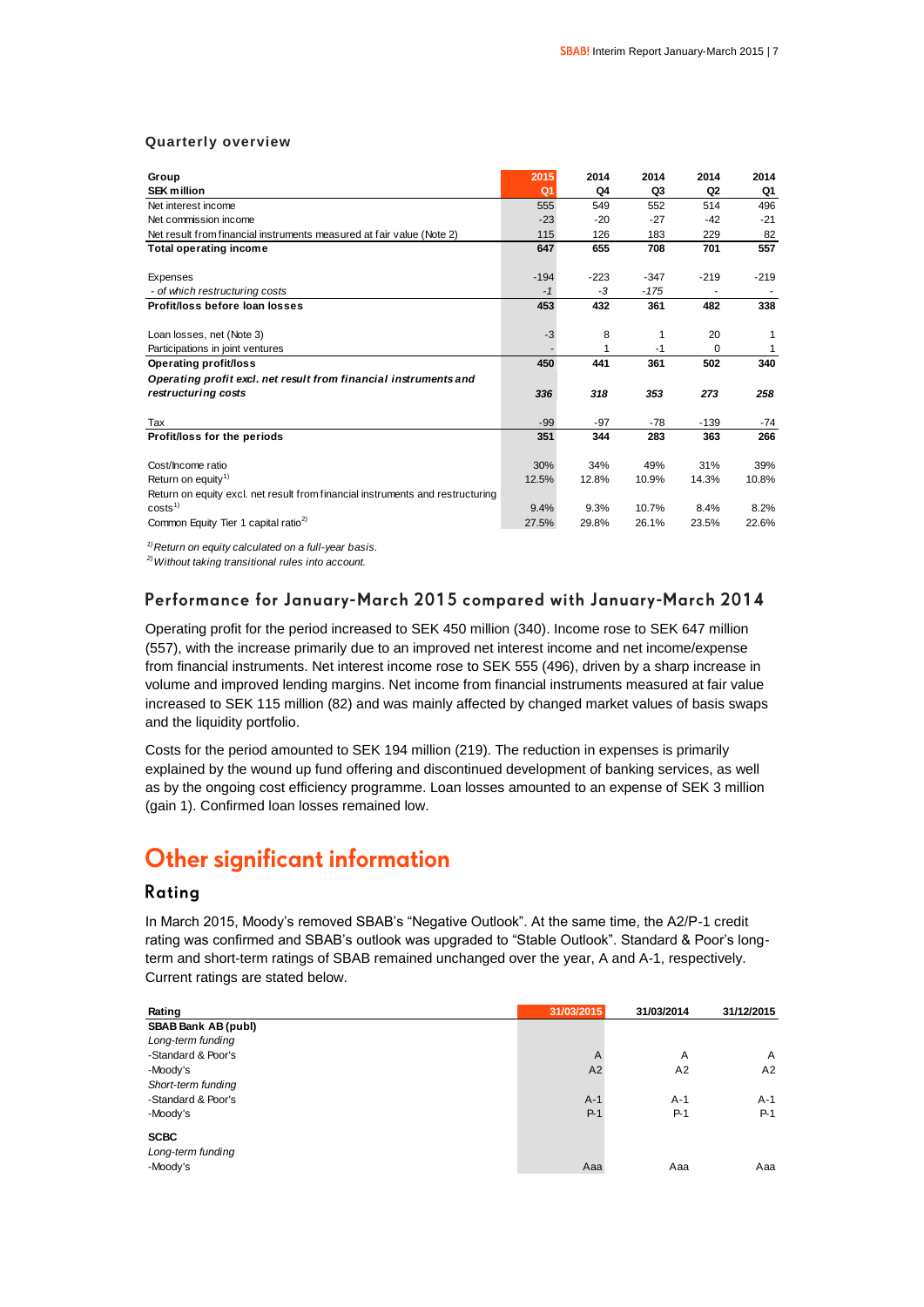### Quarterly overview

| Group<br>SEK million | 2015<br>Q1 | 2014<br>Q4 | 2014<br>Q3 | 2014<br>Q2 | 2014<br>Q1 |
|---|---|---|---|---|---|
| Net interest income | 555 | 549 | 552 | 514 | 496 |
| Net commission income | -23 | -20 | -27 | -42 | -21 |
| Net result from financial instruments measured at fair value (Note 2) | 115 | 126 | 183 | 229 | 82 |
| **Total operating income** | **647** | **655** | **708** | **701** | **557** |
| | | | | | |
| Expenses | -194 | -223 | -347 | -219 | -219 |
| *- of which restructuring costs* | *-1* | *-3* | *-175* | - | - |
| **Profit/loss before loan losses** | **453** | **432** | **361** | **482** | **338** |
| | | | | | |
| Loan losses, net (Note 3) | -3 | 8 | 1 | 20 | 1 |
| Participations in joint ventures | - | 1 | -1 | 0 | 1 |
| **Operating profit/loss** | **450** | **441** | **361** | **502** | **340** |
| ***Operating profit excl. net result from financial instruments and restructuring costs*** | ***336*** | ***318*** | ***353*** | ***273*** | ***258*** |
| | | | | | |
| Tax | -99 | -97 | -78 | -139 | -74 |
| **Profit/loss for the periods** | **351** | **344** | **283** | **363** | **266** |
| | | | | | |
| Cost/Income ratio | 30% | 34% | 49% | 31% | 39% |
| Return on equity[1] | 12.5% | 12.8% | 10.9% | 14.3% | 10.8% |
| Return on equity excl. net result from financial instruments and restructuring costs[1] | 9.4% | 9.3% | 10.7% | 8.4% | 8.2% |
| Common Equity Tier 1 capital ratio[2] | 27.5% | 29.8% | 26.1% | 23.5% | 22.6% |

*[1] Return on equity calculated on a full-year basis.*
*[2] Without taking transitional rules into account.*

### Performance for January-March 2015 compared with January-March 2014

Operating profit for the period increased to SEK 450 million (340). Income rose to SEK 647 million (557), with the increase primarily due to an improved net interest income and net income/expense from financial instruments. Net interest income rose to SEK 555 (496), driven by a sharp increase in volume and improved lending margins. Net income from financial instruments measured at fair value increased to SEK 115 million (82) and was mainly affected by changed market values of basis swaps and the liquidity portfolio.

Costs for the period amounted to SEK 194 million (219). The reduction in expenses is primarily explained by the wound up fund offering and discontinued development of banking services, as well as by the ongoing cost efficiency programme. Loan losses amounted to an expense of SEK 3 million (gain 1). Confirmed loan losses remained low.

# Other significant information

## Rating

In March 2015, Moody's removed SBAB's "Negative Outlook". At the same time, the A2/P-1 credit rating was confirmed and SBAB's outlook was upgraded to "Stable Outlook". Standard & Poor's long-term and short-term ratings of SBAB remained unchanged over the year, A and A-1, respectively. Current ratings are stated below.

| Rating | 31/03/2015 | 31/03/2014 | 31/12/2015 |
|---|---|---|---|
| **SBAB Bank AB (publ)** | | | |
| *Long-term funding* | | | |
| -Standard & Poor's | A | A | A |
| -Moody's | A2 | A2 | A2 |
| *Short-term funding* | | | |
| -Standard & Poor's | A-1 | A-1 | A-1 |
| -Moody's | P-1 | P-1 | P-1 |
| **SCBC** | | | |
| *Long-term funding* | | | |
| -Moody's | Aaa | Aaa | Aaa |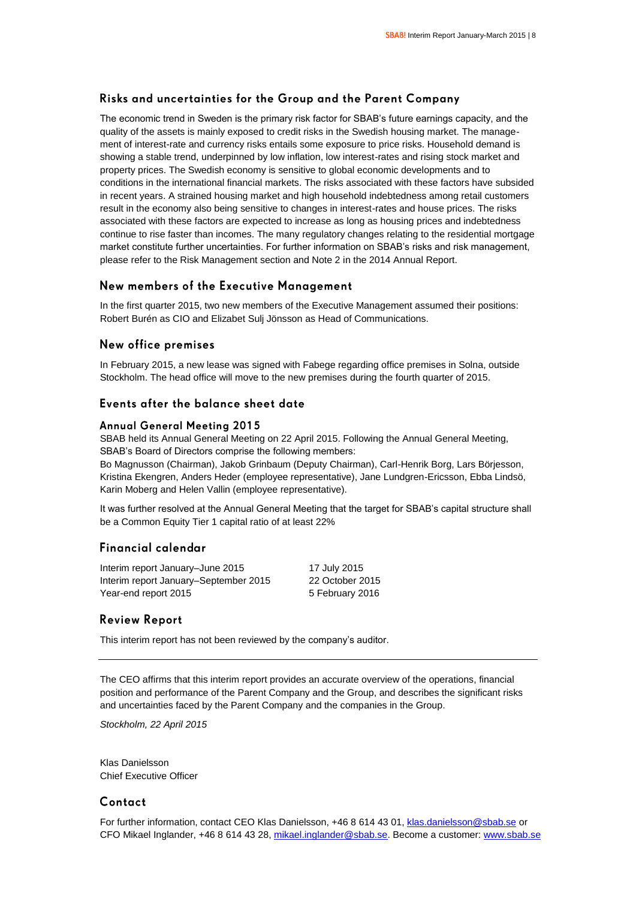## Risks and uncertainties for the Group and the Parent Company

The economic trend in Sweden is the primary risk factor for SBAB's future earnings capacity, and the quality of the assets is mainly exposed to credit risks in the Swedish housing market. The management of interest-rate and currency risks entails some exposure to price risks. Household demand is showing a stable trend, underpinned by low inflation, low interest-rates and rising stock market and property prices. The Swedish economy is sensitive to global economic developments and to conditions in the international financial markets. The risks associated with these factors have subsided in recent years. A strained housing market and high household indebtedness among retail customers result in the economy also being sensitive to changes in interest-rates and house prices. The risks associated with these factors are expected to increase as long as housing prices and indebtedness continue to rise faster than incomes. The many regulatory changes relating to the residential mortgage market constitute further uncertainties. For further information on SBAB's risks and risk management, please refer to the Risk Management section and Note 2 in the 2014 Annual Report.

## New members of the Executive Management

In the first quarter 2015, two new members of the Executive Management assumed their positions: Robert Burén as CIO and Elizabet Sulj Jönsson as Head of Communications.

## New office premises

In February 2015, a new lease was signed with Fabege regarding office premises in Solna, outside Stockholm. The head office will move to the new premises during the fourth quarter of 2015.

## Events after the balance sheet date

### Annual General Meeting 2015

SBAB held its Annual General Meeting on 22 April 2015. Following the Annual General Meeting, SBAB's Board of Directors comprise the following members:
Bo Magnusson (Chairman), Jakob Grinbaum (Deputy Chairman), Carl-Henrik Borg, Lars Börjesson, Kristina Ekengren, Anders Heder (employee representative), Jane Lundgren-Ericsson, Ebba Lindsö, Karin Moberg and Helen Vallin (employee representative).

It was further resolved at the Annual General Meeting that the target for SBAB's capital structure shall be a Common Equity Tier 1 capital ratio of at least 22%

## Financial calendar

| | |
|---|---|
| Interim report January–June 2015 | 17 July 2015 |
| Interim report January–September 2015 | 22 October 2015 |
| Year-end report 2015 | 5 February 2016 |

## Review Report

This interim report has not been reviewed by the company's auditor.

---

The CEO affirms that this interim report provides an accurate overview of the operations, financial position and performance of the Parent Company and the Group, and describes the significant risks and uncertainties faced by the Parent Company and the companies in the Group.

*Stockholm, 22 April 2015*

Klas Danielsson
Chief Executive Officer

## Contact

For further information, contact CEO Klas Danielsson, +46 8 614 43 01, klas.danielsson@sbab.se or CFO Mikael Inglander, +46 8 614 43 28, mikael.inglander@sbab.se. Become a customer: www.sbab.se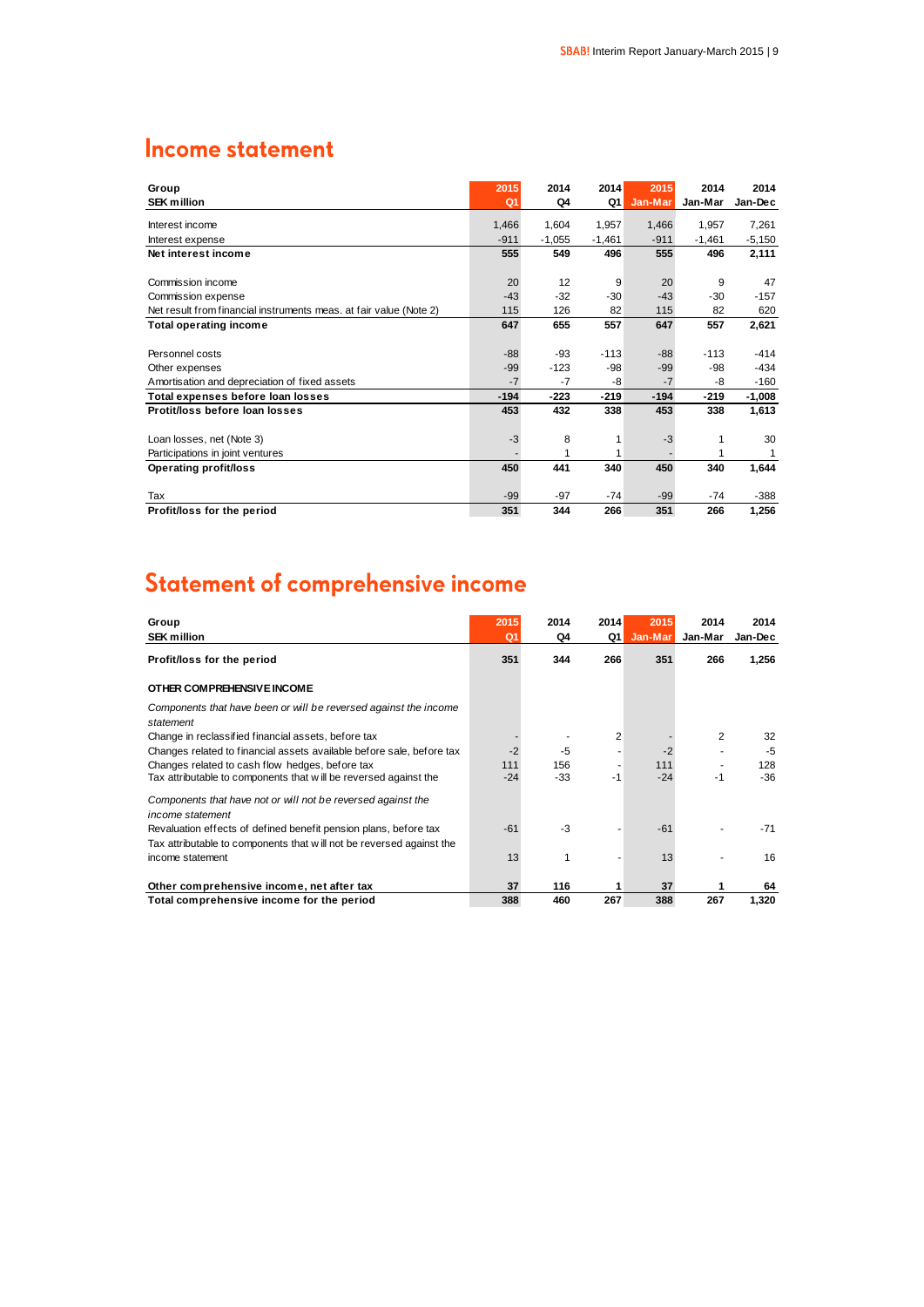## Income statement

| Group<br>SEK million | 2015<br>Q1 | 2014<br>Q4 | 2014<br>Q1 | 2015<br>Jan-Mar | 2014<br>Jan-Mar | 2014<br>Jan-Dec |
|---|---|---|---|---|---|---|
| Interest income | 1,466 | 1,604 | 1,957 | 1,466 | 1,957 | 7,261 |
| Interest expense | -911 | -1,055 | -1,461 | -911 | -1,461 | -5,150 |
| **Net interest income** | **555** | **549** | **496** | **555** | **496** | **2,111** |
| Commission income | 20 | 12 | 9 | 20 | 9 | 47 |
| Commission expense | -43 | -32 | -30 | -43 | -30 | -157 |
| Net result from financial instruments meas. at fair value (Note 2) | 115 | 126 | 82 | 115 | 82 | 620 |
| **Total operating income** | **647** | **655** | **557** | **647** | **557** | **2,621** |
| Personnel costs | -88 | -93 | -113 | -88 | -113 | -414 |
| Other expenses | -99 | -123 | -98 | -99 | -98 | -434 |
| Amortisation and depreciation of fixed assets | -7 | -7 | -8 | -7 | -8 | -160 |
| **Total expenses before loan losses** | **-194** | **-223** | **-219** | **-194** | **-219** | **-1,008** |
| **Protit/loss before loan losses** | **453** | **432** | **338** | **453** | **338** | **1,613** |
| Loan losses, net (Note 3) | -3 | 8 | 1 | -3 | 1 | 30 |
| Participations in joint ventures | - | 1 | 1 | - | 1 | 1 |
| **Operating profit/loss** | **450** | **441** | **340** | **450** | **340** | **1,644** |
| Tax | -99 | -97 | -74 | -99 | -74 | -388 |
| **Profit/loss for the period** | **351** | **344** | **266** | **351** | **266** | **1,256** |

## Statement of comprehensive income

| Group<br>SEK million | 2015<br>Q1 | 2014<br>Q4 | 2014<br>Q1 | 2015<br>Jan-Mar | 2014<br>Jan-Mar | 2014<br>Jan-Dec |
|---|---|---|---|---|---|---|
| **Profit/loss for the period** | **351** | **344** | **266** | **351** | **266** | **1,256** |
| **OTHER COMPREHENSIVE INCOME** | | | | | | |
| *Components that have been or will be reversed against the income statement* | | | | | | |
| Change in reclassified financial assets, before tax | - | - | 2 | - | 2 | 32 |
| Changes related to financial assets available before sale, before tax | -2 | -5 | - | -2 | - | -5 |
| Changes related to cash flow hedges, before tax | 111 | 156 | - | 111 | - | 128 |
| Tax attributable to components that will be reversed against the | -24 | -33 | -1 | -24 | -1 | -36 |
| *Components that have not or will not be reversed against the income statement* | | | | | | |
| Revaluation effects of defined benefit pension plans, before tax | -61 | -3 | - | -61 | - | -71 |
| Tax attributable to components that will not be reversed against the income statement | 13 | 1 | - | 13 | - | 16 |
| **Other comprehensive income, net after tax** | **37** | **116** | **1** | **37** | **1** | **64** |
| **Total comprehensive income for the period** | **388** | **460** | **267** | **388** | **267** | **1,320** |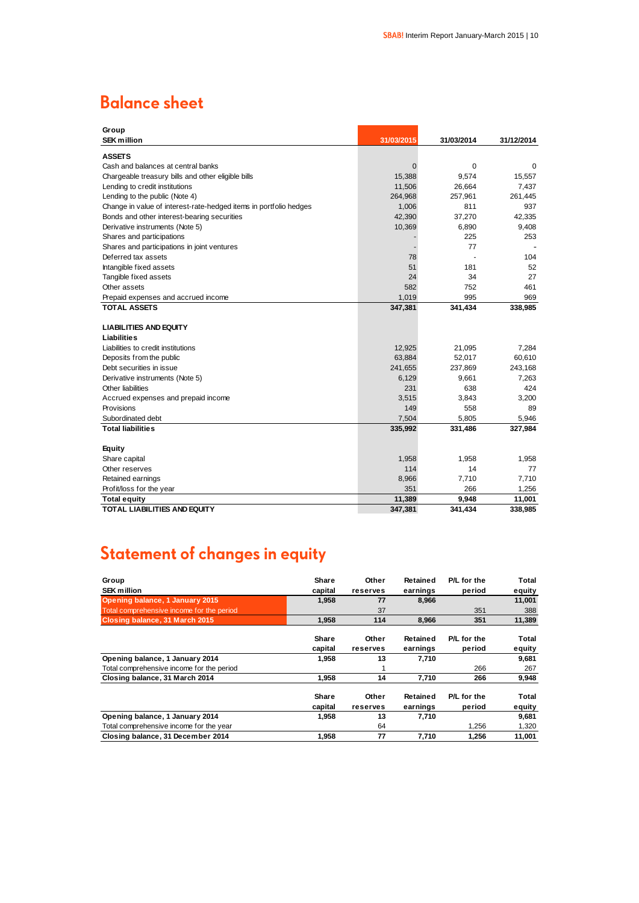## Balance sheet

| Group<br>SEK million | 31/03/2015 | 31/03/2014 | 31/12/2014 |
|---|---|---|---|
| **ASSETS** | | | |
| Cash and balances at central banks | 0 | 0 | 0 |
| Chargeable treasury bills and other eligible bills | 15,388 | 9,574 | 15,557 |
| Lending to credit institutions | 11,506 | 26,664 | 7,437 |
| Lending to the public (Note 4) | 264,968 | 257,961 | 261,445 |
| Change in value of interest-rate-hedged items in portfolio hedges | 1,006 | 811 | 937 |
| Bonds and other interest-bearing securities | 42,390 | 37,270 | 42,335 |
| Derivative instruments (Note 5) | 10,369 | 6,890 | 9,408 |
| Shares and participations | - | 225 | 253 |
| Shares and participations in joint ventures | - | 77 | - |
| Deferred tax assets | 78 | - | 104 |
| Intangible fixed assets | 51 | 181 | 52 |
| Tangible fixed assets | 24 | 34 | 27 |
| Other assets | 582 | 752 | 461 |
| Prepaid expenses and accrued income | 1,019 | 995 | 969 |
| **TOTAL ASSETS** | **347,381** | **341,434** | **338,985** |
| | | | |
| **LIABILITIES AND EQUITY** | | | |
| **Liabilities** | | | |
| Liabilities to credit institutions | 12,925 | 21,095 | 7,284 |
| Deposits from the public | 63,884 | 52,017 | 60,610 |
| Debt securities in issue | 241,655 | 237,869 | 243,168 |
| Derivative instruments (Note 5) | 6,129 | 9,661 | 7,263 |
| Other liabilities | 231 | 638 | 424 |
| Accrued expenses and prepaid income | 3,515 | 3,843 | 3,200 |
| Provisions | 149 | 558 | 89 |
| Subordinated debt | 7,504 | 5,805 | 5,946 |
| **Total liabilities** | **335,992** | **331,486** | **327,984** |
| | | | |
| **Equity** | | | |
| Share capital | 1,958 | 1,958 | 1,958 |
| Other reserves | 114 | 14 | 77 |
| Retained earnings | 8,966 | 7,710 | 7,710 |
| Profit/loss for the year | 351 | 266 | 1,256 |
| **Total equity** | **11,389** | **9,948** | **11,001** |
| **TOTAL LIABILITIES AND EQUITY** | **347,381** | **341,434** | **338,985** |

## Statement of changes in equity

| Group<br>SEK million | Share capital | Other reserves | Retained earnings | P/L for the period | Total equity |
|---|---|---|---|---|---|
| **Opening balance, 1 January 2015** | **1,958** | **77** | **8,966** | | **11,001** |
| Total comprehensive income for the period | | 37 | | 351 | 388 |
| **Closing balance, 31 March 2015** | **1,958** | **114** | **8,966** | **351** | **11,389** |

| | Share capital | Other reserves | Retained earnings | P/L for the period | Total equity |
|---|---|---|---|---|---|
| **Opening balance, 1 January 2014** | **1,958** | **13** | **7,710** | | **9,681** |
| Total comprehensive income for the period | | 1 | | 266 | 267 |
| **Closing balance, 31 March 2014** | **1,958** | **14** | **7,710** | **266** | **9,948** |

| | Share capital | Other reserves | Retained earnings | P/L for the period | Total equity |
|---|---|---|---|---|---|
| **Opening balance, 1 January 2014** | **1,958** | **13** | **7,710** | | **9,681** |
| Total comprehensive income for the year | | 64 | | 1,256 | 1,320 |
| **Closing balance, 31 December 2014** | **1,958** | **77** | **7,710** | **1,256** | **11,001** |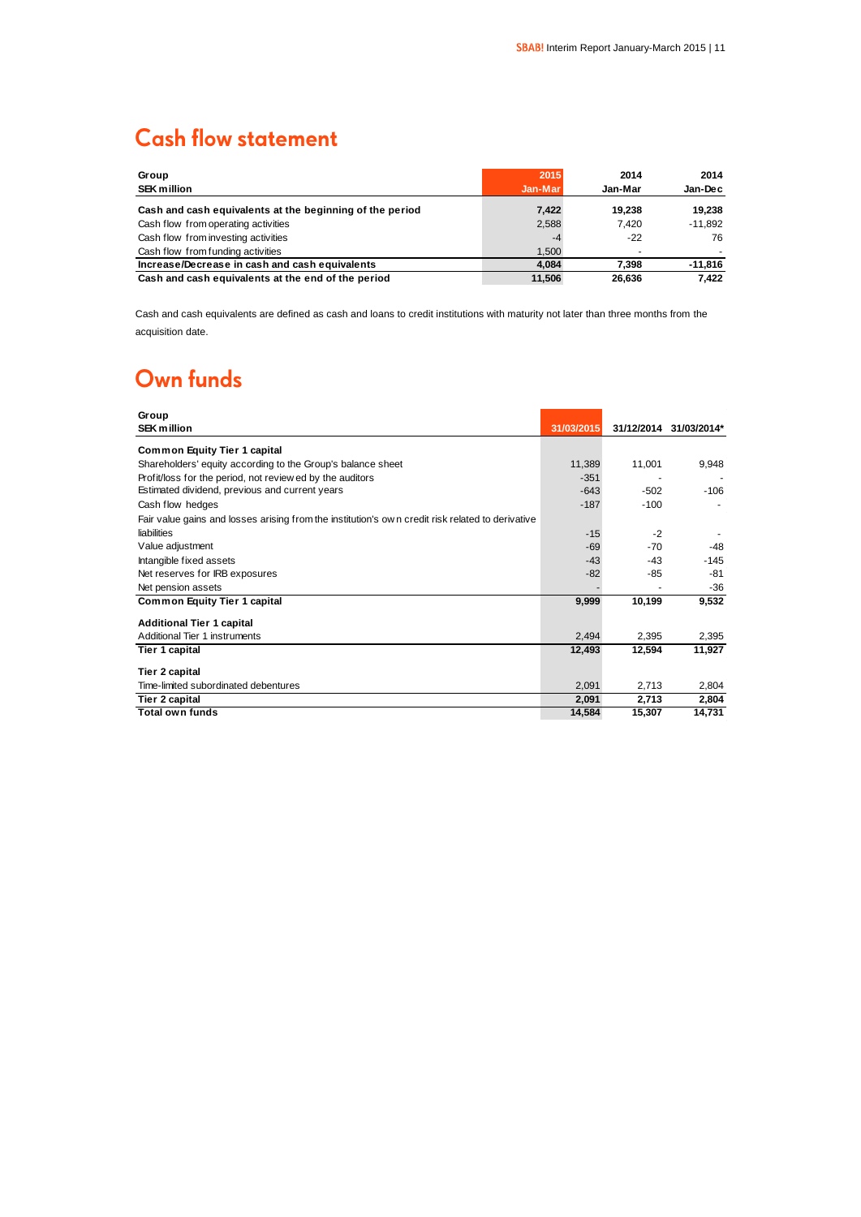## Cash flow statement

| Group<br>SEK million | 2015<br>Jan-Mar | 2014<br>Jan-Mar | 2014<br>Jan-Dec |
|---|---|---|---|
| **Cash and cash equivalents at the beginning of the period** | **7,422** | **19,238** | **19,238** |
| Cash flow from operating activities | 2,588 | 7,420 | -11,892 |
| Cash flow from investing activities | -4 | -22 | 76 |
| Cash flow from funding activities | 1,500 | - | - |
| **Increase/Decrease in cash and cash equivalents** | **4,084** | **7,398** | **-11,816** |
| **Cash and cash equivalents at the end of the period** | **11,506** | **26,636** | **7,422** |

Cash and cash equivalents are defined as cash and loans to credit institutions with maturity not later than three months from the acquisition date.

## Own funds

| Group<br>SEK million | 31/03/2015 | 31/12/2014 | 31/03/2014* |
|---|---|---|---|
| **Common Equity Tier 1 capital** | | | |
| Shareholders' equity according to the Group's balance sheet | 11,389 | 11,001 | 9,948 |
| Profit/loss for the period, not reviewed by the auditors | -351 | - | - |
| Estimated dividend, previous and current years | -643 | -502 | -106 |
| Cash flow hedges | -187 | -100 | - |
| Fair value gains and losses arising from the institution's own credit risk related to derivative liabilities | -15 | -2 | - |
| Value adjustment | -69 | -70 | -48 |
| Intangible fixed assets | -43 | -43 | -145 |
| Net reserves for IRB exposures | -82 | -85 | -81 |
| Net pension assets | - | - | -36 |
| **Common Equity Tier 1 capital** | **9,999** | **10,199** | **9,532** |
| **Additional Tier 1 capital** | | | |
| Additional Tier 1 instruments | 2,494 | 2,395 | 2,395 |
| **Tier 1 capital** | **12,493** | **12,594** | **11,927** |
| **Tier 2 capital** | | | |
| Time-limited subordinated debentures | 2,091 | 2,713 | 2,804 |
| **Tier 2 capital** | **2,091** | **2,713** | **2,804** |
| **Total own funds** | **14,584** | **15,307** | **14,731** |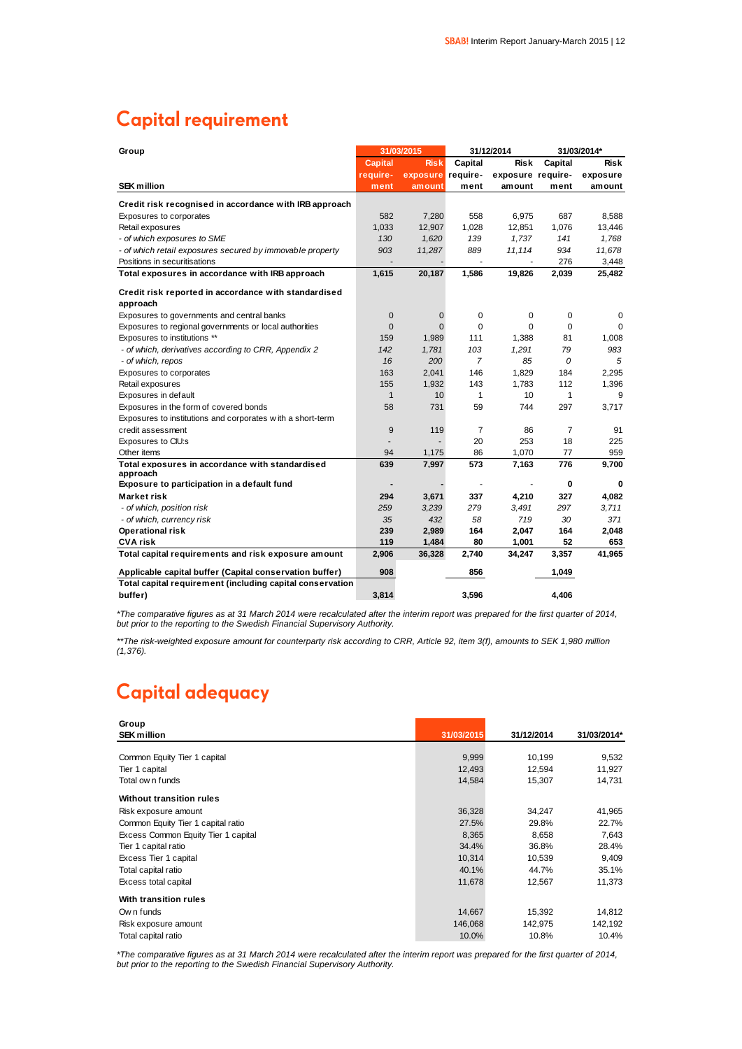# Capital requirement

| Group | 31/03/2015 | | 31/12/2014 | | 31/03/2014* | |
|---|---|---|---|---|---|---|
| SEK million | Capital require-ment | Risk exposure amount | Capital require-ment | Risk exposure amount | Capital require-ment | Risk exposure amount |
| **Credit risk recognised in accordance with IRB approach** | | | | | | |
| Exposures to corporates | 582 | 7,280 | 558 | 6,975 | 687 | 8,588 |
| Retail exposures | 1,033 | 12,907 | 1,028 | 12,851 | 1,076 | 13,446 |
| *- of which exposures to SME* | *130* | *1,620* | *139* | *1,737* | *141* | *1,768* |
| *- of which retail exposures secured by immovable property* | *903* | *11,287* | *889* | *11,114* | *934* | *11,678* |
| Positions in securitisations | - | - | - | - | 276 | 3,448 |
| **Total exposures in accordance with IRB approach** | **1,615** | **20,187** | **1,586** | **19,826** | **2,039** | **25,482** |
| **Credit risk reported in accordance with standardised approach** | | | | | | |
| Exposures to governments and central banks | 0 | 0 | 0 | 0 | 0 | 0 |
| Exposures to regional governments or local authorities | 0 | 0 | 0 | 0 | 0 | 0 |
| Exposures to institutions ** | 159 | 1,989 | 111 | 1,388 | 81 | 1,008 |
| *- of which, derivatives according to CRR, Appendix 2* | *142* | *1,781* | *103* | *1,291* | *79* | *983* |
| *- of which, repos* | *16* | *200* | *7* | *85* | *0* | *5* |
| Exposures to corporates | 163 | 2,041 | 146 | 1,829 | 184 | 2,295 |
| Retail exposures | 155 | 1,932 | 143 | 1,783 | 112 | 1,396 |
| Exposures in default | 1 | 10 | 1 | 10 | 1 | 9 |
| Exposures in the form of covered bonds | 58 | 731 | 59 | 744 | 297 | 3,717 |
| Exposures to institutions and corporates with a short-term credit assessment | 9 | 119 | 7 | 86 | 7 | 91 |
| Exposures to CIU:s | - | - | 20 | 253 | 18 | 225 |
| Other items | 94 | 1,175 | 86 | 1,070 | 77 | 959 |
| **Total exposures in accordance with standardised approach** | **639** | **7,997** | **573** | **7,163** | **776** | **9,700** |
| **Exposure to participation in a default fund** | **-** | **-** | - | - | **0** | **0** |
| **Market risk** | **294** | **3,671** | **337** | **4,210** | **327** | **4,082** |
| *- of which, position risk* | *259* | *3,239* | *279* | *3,491* | *297* | *3,711* |
| *- of which, currency risk* | *35* | *432* | *58* | *719* | *30* | *371* |
| **Operational risk** | **239** | **2,989** | **164** | **2,047** | **164** | **2,048** |
| **CVA risk** | **119** | **1,484** | **80** | **1,001** | **52** | **653** |
| **Total capital requirements and risk exposure amount** | **2,906** | **36,328** | **2,740** | **34,247** | **3,357** | **41,965** |
| **Applicable capital buffer (Capital conservation buffer)** | **908** | | **856** | | **1,049** | |
| **Total capital requirement (including capital conservation buffer)** | **3,814** | | **3,596** | | **4,406** | |

*The comparative figures as at 31 March 2014 were recalculated after the interim report was prepared for the first quarter of 2014, but prior to the reporting to the Swedish Financial Supervisory Authority.*

**The risk-weighted exposure amount for counterparty risk according to CRR, Article 92, item 3(f), amounts to SEK 1,980 million (1,376).*

# Capital adequacy

| Group<br>SEK million | 31/03/2015 | 31/12/2014 | 31/03/2014* |
|---|---|---|---|
| Common Equity Tier 1 capital | 9,999 | 10,199 | 9,532 |
| Tier 1 capital | 12,493 | 12,594 | 11,927 |
| Total own funds | 14,584 | 15,307 | 14,731 |
| **Without transition rules** | | | |
| Risk exposure amount | 36,328 | 34,247 | 41,965 |
| Common Equity Tier 1 capital ratio | 27.5% | 29.8% | 22.7% |
| Excess Common Equity Tier 1 capital | 8,365 | 8,658 | 7,643 |
| Tier 1 capital ratio | 34.4% | 36.8% | 28.4% |
| Excess Tier 1 capital | 10,314 | 10,539 | 9,409 |
| Total capital ratio | 40.1% | 44.7% | 35.1% |
| Excess total capital | 11,678 | 12,567 | 11,373 |
| **With transition rules** | | | |
| Own funds | 14,667 | 15,392 | 14,812 |
| Risk exposure amount | 146,068 | 142,975 | 142,192 |
| Total capital ratio | 10.0% | 10.8% | 10.4% |

*The comparative figures as at 31 March 2014 were recalculated after the interim report was prepared for the first quarter of 2014, but prior to the reporting to the Swedish Financial Supervisory Authority.*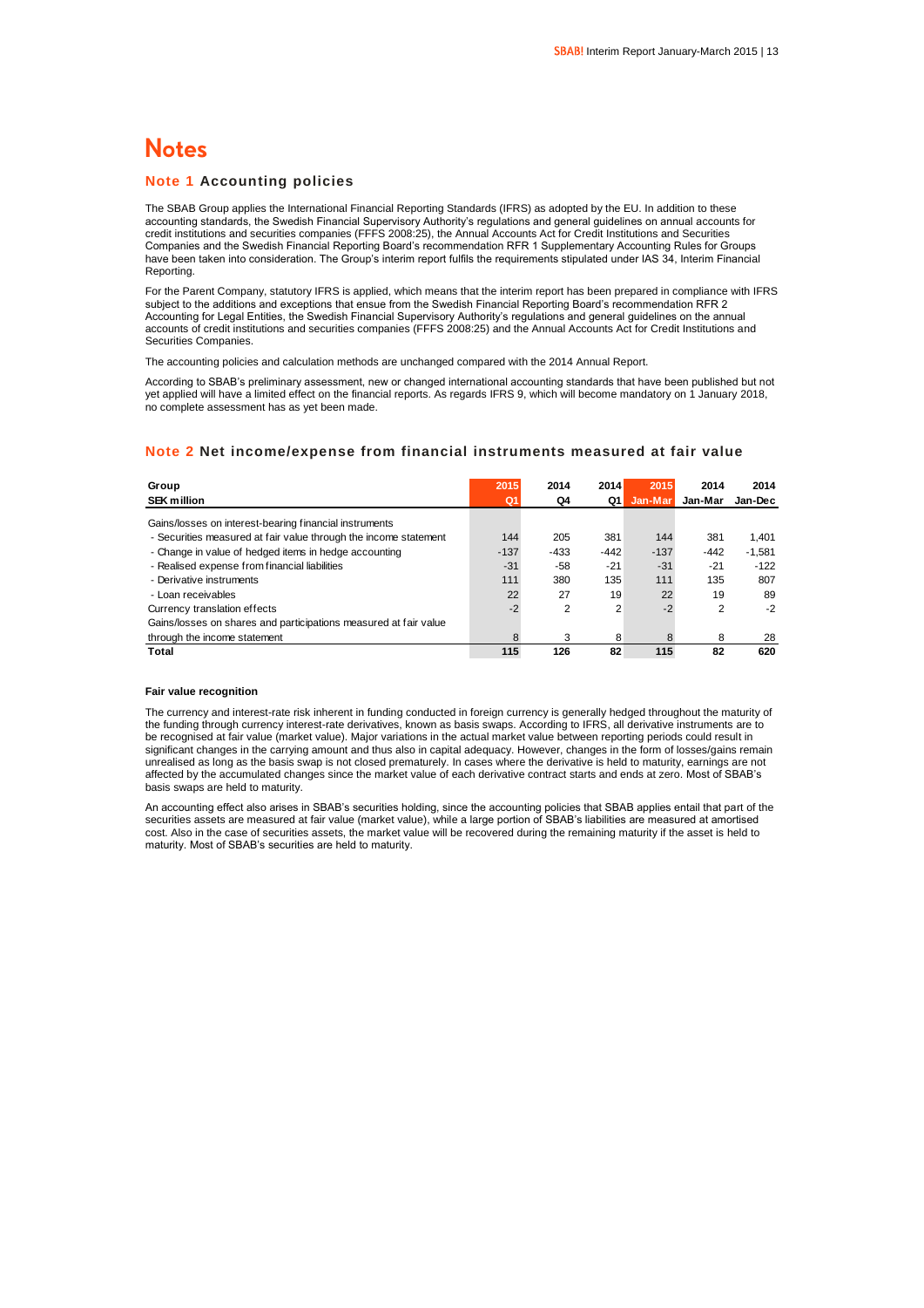# Notes

## Note 1 Accounting policies

The SBAB Group applies the International Financial Reporting Standards (IFRS) as adopted by the EU. In addition to these accounting standards, the Swedish Financial Supervisory Authority's regulations and general guidelines on annual accounts for credit institutions and securities companies (FFFS 2008:25), the Annual Accounts Act for Credit Institutions and Securities Companies and the Swedish Financial Reporting Board's recommendation RFR 1 Supplementary Accounting Rules for Groups have been taken into consideration. The Group's interim report fulfils the requirements stipulated under IAS 34, Interim Financial Reporting.

For the Parent Company, statutory IFRS is applied, which means that the interim report has been prepared in compliance with IFRS subject to the additions and exceptions that ensue from the Swedish Financial Reporting Board's recommendation RFR 2 Accounting for Legal Entities, the Swedish Financial Supervisory Authority's regulations and general guidelines on the annual accounts of credit institutions and securities companies (FFFS 2008:25) and the Annual Accounts Act for Credit Institutions and Securities Companies.

The accounting policies and calculation methods are unchanged compared with the 2014 Annual Report.

According to SBAB's preliminary assessment, new or changed international accounting standards that have been published but not yet applied will have a limited effect on the financial reports. As regards IFRS 9, which will become mandatory on 1 January 2018, no complete assessment has as yet been made.

## Note 2 Net income/expense from financial instruments measured at fair value

| Group<br>SEK million | 2015<br>Q1 | 2014<br>Q4 | 2014<br>Q1 | 2015<br>Jan-Mar | 2014<br>Jan-Mar | 2014<br>Jan-Dec |
|---|---|---|---|---|---|---|
| Gains/losses on interest-bearing financial instruments | | | | | | |
| - Securities measured at fair value through the income statement | 144 | 205 | 381 | 144 | 381 | 1,401 |
| - Change in value of hedged items in hedge accounting | -137 | -433 | -442 | -137 | -442 | -1,581 |
| - Realised expense from financial liabilities | -31 | -58 | -21 | -31 | -21 | -122 |
| - Derivative instruments | 111 | 380 | 135 | 111 | 135 | 807 |
| - Loan receivables | 22 | 27 | 19 | 22 | 19 | 89 |
| Currency translation effects | -2 | 2 | 2 | -2 | 2 | -2 |
| Gains/losses on shares and participations measured at fair value through the income statement | 8 | 3 | 8 | 8 | 8 | 28 |
| **Total** | **115** | **126** | **82** | **115** | **82** | **620** |

### Fair value recognition

The currency and interest-rate risk inherent in funding conducted in foreign currency is generally hedged throughout the maturity of the funding through currency interest-rate derivatives, known as basis swaps. According to IFRS, all derivative instruments are to be recognised at fair value (market value). Major variations in the actual market value between reporting periods could result in significant changes in the carrying amount and thus also in capital adequacy. However, changes in the form of losses/gains remain unrealised as long as the basis swap is not closed prematurely. In cases where the derivative is held to maturity, earnings are not affected by the accumulated changes since the market value of each derivative contract starts and ends at zero. Most of SBAB's basis swaps are held to maturity.

An accounting effect also arises in SBAB's securities holding, since the accounting policies that SBAB applies entail that part of the securities assets are measured at fair value (market value), while a large portion of SBAB's liabilities are measured at amortised cost. Also in the case of securities assets, the market value will be recovered during the remaining maturity if the asset is held to maturity. Most of SBAB's securities are held to maturity.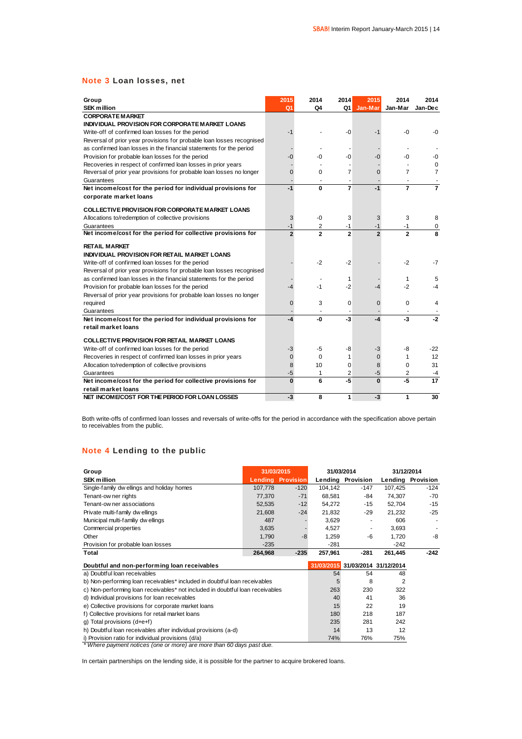## Note 3 Loan losses, net

| Group<br>SEK million | 2015<br>Q1 | 2014<br>Q4 | 2014<br>Q1 | 2015<br>Jan-Mar | 2014<br>Jan-Mar | 2014<br>Jan-Dec |
|---|---|---|---|---|---|---|
| **CORPORATE MARKET** | | | | | | |
| **INDIVIDUAL PROVISION FOR CORPORATE MARKET LOANS** | | | | | | |
| Write-off of confirmed loan losses for the period | -1 | - | -0 | -1 | -0 | -0 |
| Reversal of prior year provisions for probable loan losses recognised as confirmed loan losses in the financial statements for the period | - | - | - | - | - | - |
| Provision for probable loan losses for the period | -0 | -0 | -0 | -0 | -0 | -0 |
| Recoveries in respect of confirmed loan losses in prior years | - | - | - | - | - | 0 |
| Reversal of prior year provisions for probable loan losses no longer | 0 | 0 | 7 | 0 | 7 | 7 |
| Guarantees | - | - | - | - | - | - |
| **Net income/cost for the period for individual provisions for corporate market loans** | **-1** | **0** | **7** | **-1** | **7** | **7** |
| **COLLECTIVE PROVISION FOR CORPORATE MARKET LOANS** | | | | | | |
| Allocations to/redemption of collective provisions | 3 | -0 | 3 | 3 | 3 | 8 |
| Guarantees | -1 | 2 | -1 | -1 | -1 | 0 |
| **Net income/cost for the period for collective provisions for** | **2** | **2** | **2** | **2** | **2** | **8** |
| **RETAIL MARKET** | | | | | | |
| **INDIVIDUAL PROVISION FOR RETAIL MARKET LOANS** | | | | | | |
| Write-off of confirmed loan losses for the period | - | -2 | -2 | - | -2 | -7 |
| Reversal of prior year provisions for probable loan losses recognised as confirmed loan losses in the financial statements for the period | - | - | 1 | - | 1 | 5 |
| Provision for probable loan losses for the period | -4 | -1 | -2 | -4 | -2 | -4 |
| Reversal of prior year provisions for probable loan losses no longer required | 0 | 3 | 0 | 0 | 0 | 4 |
| Guarantees | - | - | - | - | - | - |
| **Net income/cost for the period for individual provisions for retail market loans** | **-4** | **-0** | **-3** | **-4** | **-3** | **-2** |
| **COLLECTIVE PROVISION FOR RETAIL MARKET LOANS** | | | | | | |
| Write-off of confirmed loan losses for the period | -3 | -5 | -8 | -3 | -8 | -22 |
| Recoveries in respect of confirmed loan losses in prior years | 0 | 0 | 1 | 0 | 1 | 12 |
| Allocation to/redemption of collective provisions | 8 | 10 | 0 | 8 | 0 | 31 |
| Guarantees | -5 | 1 | 2 | -5 | 2 | -4 |
| **Net income/cost for the period for collective provisions for retail market loans** | **0** | **6** | **-5** | **0** | **-5** | **17** |
| **NET INCOME/COST FOR THE PERIOD FOR LOAN LOSSES** | **-3** | **8** | **1** | **-3** | **1** | **30** |

Both write-offs of confirmed loan losses and reversals of write-offs for the period in accordance with the specification above pertain to receivables from the public.

## Note 4 Lending to the public

| Group | 31/03/2015 | | 31/03/2014 | | 31/12/2014 | |
|---|---|---|---|---|---|---|
| **SEK million** | **Lending** | **Provision** | **Lending** | **Provision** | **Lending** | **Provision** |
| Single-family dwellings and holiday homes | 107,778 | -120 | 104,142 | -147 | 107,425 | -124 |
| Tenant-owner rights | 77,370 | -71 | 68,581 | -84 | 74,307 | -70 |
| Tenant-owner associations | 52,535 | -12 | 54,272 | -15 | 52,704 | -15 |
| Private multi-family dwellings | 21,608 | -24 | 21,832 | -29 | 21,232 | -25 |
| Municipal multi-familiy dwellings | 487 | - | 3,629 | - | 606 | - |
| Commercial properties | 3,635 | - | 4,527 | - | 3,693 | - |
| Other | 1,790 | -8 | 1,259 | -6 | 1,720 | -8 |
| Provision for probable loan losses | -235 | | -281 | | -242 | |
| **Total** | **264,968** | **-235** | **257,961** | **-281** | **261,445** | **-242** |

| Doubtful and non-performing loan receivables | 31/03/2015 | 31/03/2014 | 31/12/2014 |
|---|---|---|---|
| a) Doubtful loan receivables | 54 | 54 | 48 |
| b) Non-performing loan receivables* included in doubtful loan receivables | 5 | 8 | 2 |
| c) Non-performing loan receivables* not included in doubtful loan receivables | 263 | 230 | 322 |
| d) Individual provisions for loan receivables | 40 | 41 | 36 |
| e) Collective provisions for corporate market loans | 15 | 22 | 19 |
| f) Collective provisions for retail market loans | 180 | 218 | 187 |
| g) Total provisions (d+e+f) | 235 | 281 | 242 |
| h) Doubtful loan receivables after individual provisions (a-d) | 14 | 13 | 12 |
| i) Provision ratio for individual provisions (d/a) | 74% | 76% | 75% |

*\* Where payment notices (one or more) are more than 60 days past due.*

In certain partnerships on the lending side, it is possible for the partner to acquire brokered loans.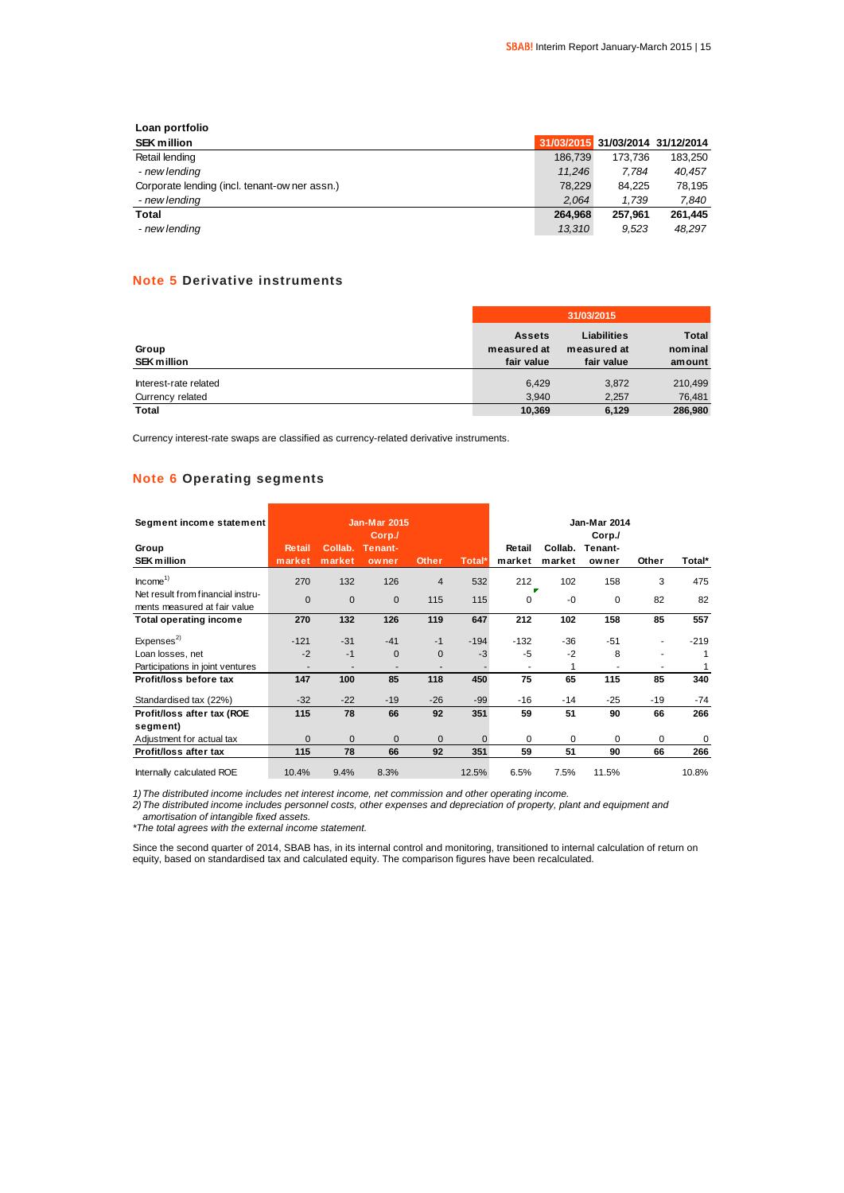**Loan portfolio**

| SEK million | 31/03/2015 | 31/03/2014 | 31/12/2014 |
|---|---|---|---|
| Retail lending | 186,739 | 173,736 | 183,250 |
| *- new lending* | *11,246* | *7,784* | *40,457* |
| Corporate lending (incl. tenant-owner assn.) | 78,229 | 84,225 | 78,195 |
| *- new lending* | *2,064* | *1,739* | *7,840* |
| **Total** | **264,968** | **257,961** | **261,445** |
| *- new lending* | *13,310* | *9,523* | *48,297* |

## Note 5 Derivative instruments

| Group SEK million | 31/03/2015 | | |
|---|---|---|---|
| | Assets measured at fair value | Liabilities measured at fair value | Total nominal amount |
| Interest-rate related | 6,429 | 3,872 | 210,499 |
| Currency related | 3,940 | 2,257 | 76,481 |
| **Total** | **10,369** | **6,129** | **286,980** |

Currency interest-rate swaps are classified as currency-related derivative instruments.

## Note 6 Operating segments

| Segment income statement Group SEK million | Jan-Mar 2015 | | | | | Jan-Mar 2014 | | | | |
|---|---|---|---|---|---|---|---|---|---|---|
| | Retail market | Collab. market | Corp./ Tenant-owner | Other | Total* | Retail market | Collab. market | Corp./ Tenant-owner | Other | Total* |
| Income[1] | 270 | 132 | 126 | 4 | 532 | 212 | 102 | 158 | 3 | 475 |
| Net result from financial instruments measured at fair value | 0 | 0 | 0 | 115 | 115 | 0 | -0 | 0 | 82 | 82 |
| **Total operating income** | **270** | **132** | **126** | **119** | **647** | **212** | **102** | **158** | **85** | **557** |
| Expenses[2] | -121 | -31 | -41 | -1 | -194 | -132 | -36 | -51 | - | -219 |
| Loan losses, net | -2 | -1 | 0 | 0 | -3 | -5 | -2 | 8 | - | 1 |
| Participations in joint ventures | - | - | - | - | - | - | 1 | - | - | 1 |
| **Profit/loss before tax** | **147** | **100** | **85** | **118** | **450** | **75** | **65** | **115** | **85** | **340** |
| Standardised tax (22%) | -32 | -22 | -19 | -26 | -99 | -16 | -14 | -25 | -19 | -74 |
| **Profit/loss after tax (ROE segment)** | **115** | **78** | **66** | **92** | **351** | **59** | **51** | **90** | **66** | **266** |
| Adjustment for actual tax | 0 | 0 | 0 | 0 | 0 | 0 | 0 | 0 | 0 | 0 |
| **Profit/loss after tax** | **115** | **78** | **66** | **92** | **351** | **59** | **51** | **90** | **66** | **266** |
| Internally calculated ROE | 10.4% | 9.4% | 8.3% | | 12.5% | 6.5% | 7.5% | 11.5% | | 10.8% |

*1) The distributed income includes net interest income, net commission and other operating income.*
*2) The distributed income includes personnel costs, other expenses and depreciation of property, plant and equipment and amortisation of intangible fixed assets.*
**The total agrees with the external income statement.*

Since the second quarter of 2014, SBAB has, in its internal control and monitoring, transitioned to internal calculation of return on equity, based on standardised tax and calculated equity. The comparison figures have been recalculated.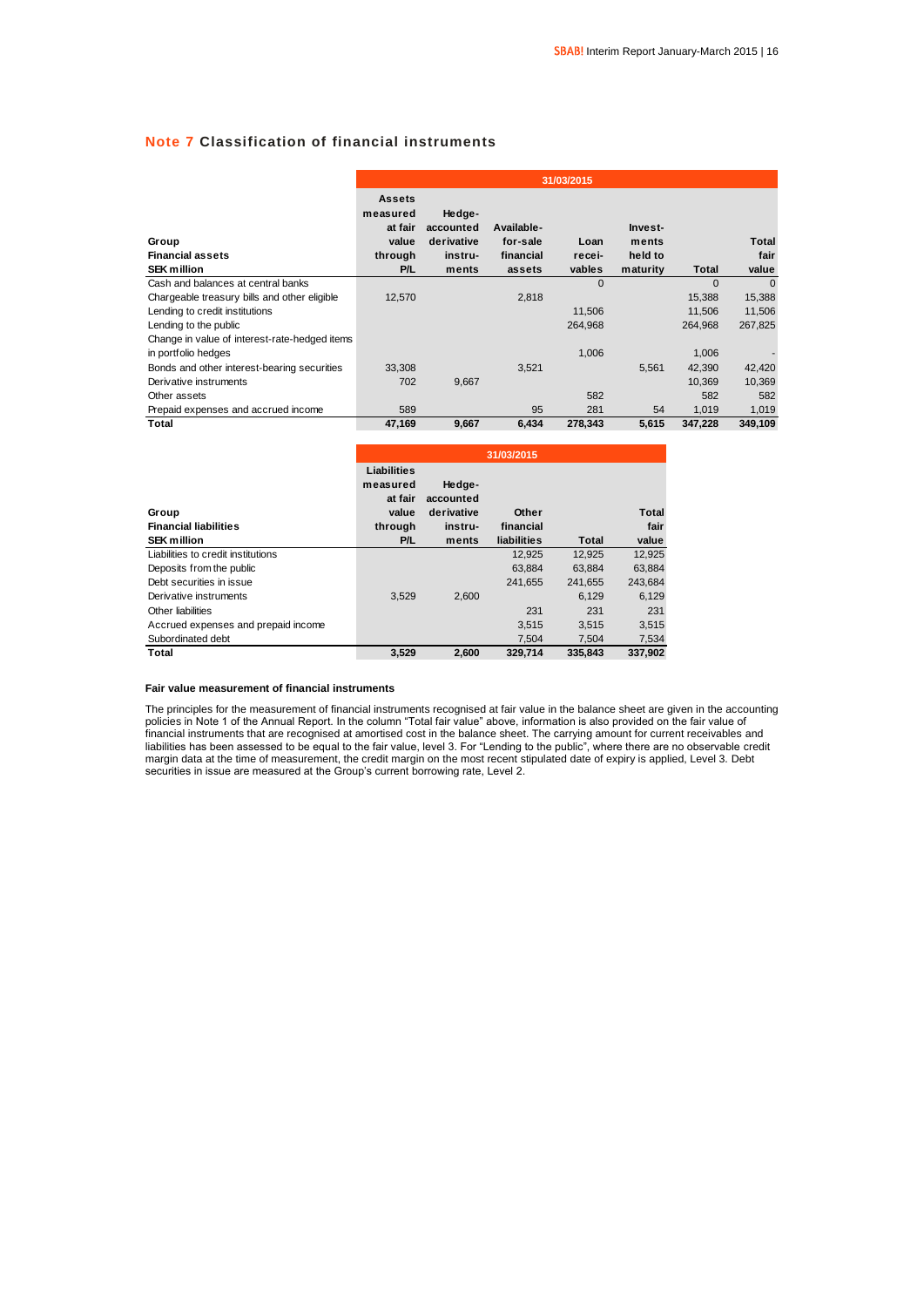## Note 7 Classification of financial instruments

| Group<br>Financial assets<br>SEK million | 31/03/2015<br>Assets measured at fair value through P/L | Hedge-accounted derivative instruments | Available-for-sale financial assets | Loan receivables | Investments held to maturity | Total | Total fair value |
|---|---|---|---|---|---|---|---|
| Cash and balances at central banks | | | | 0 | | 0 | 0 |
| Chargeable treasury bills and other eligible | 12,570 | | 2,818 | | | 15,388 | 15,388 |
| Lending to credit institutions | | | | 11,506 | | 11,506 | 11,506 |
| Lending to the public | | | | 264,968 | | 264,968 | 267,825 |
| Change in value of interest-rate-hedged items in portfolio hedges | | | | 1,006 | | 1,006 | - |
| Bonds and other interest-bearing securities | 33,308 | | 3,521 | | 5,561 | 42,390 | 42,420 |
| Derivative instruments | 702 | 9,667 | | | | 10,369 | 10,369 |
| Other assets | | | | 582 | | 582 | 582 |
| Prepaid expenses and accrued income | 589 | | 95 | 281 | 54 | 1,019 | 1,019 |
| **Total** | **47,169** | **9,667** | **6,434** | **278,343** | **5,615** | **347,228** | **349,109** |

| Group<br>Financial liabilities<br>SEK million | 31/03/2015<br>Liabilities measured at fair value through P/L | Hedge-accounted derivative instruments | Other financial liabilities | Total | Total fair value |
|---|---|---|---|---|---|
| Liabilities to credit institutions | | | 12,925 | 12,925 | 12,925 |
| Deposits from the public | | | 63,884 | 63,884 | 63,884 |
| Debt securities in issue | | | 241,655 | 241,655 | 243,684 |
| Derivative instruments | 3,529 | 2,600 | | 6,129 | 6,129 |
| Other liabilities | | | 231 | 231 | 231 |
| Accrued expenses and prepaid income | | | 3,515 | 3,515 | 3,515 |
| Subordinated debt | | | 7,504 | 7,504 | 7,534 |
| **Total** | **3,529** | **2,600** | **329,714** | **335,843** | **337,902** |

**Fair value measurement of financial instruments**

The principles for the measurement of financial instruments recognised at fair value in the balance sheet are given in the accounting policies in Note 1 of the Annual Report. In the column "Total fair value" above, information is also provided on the fair value of financial instruments that are recognised at amortised cost in the balance sheet. The carrying amount for current receivables and liabilities has been assessed to be equal to the fair value, level 3. For "Lending to the public", where there are no observable credit margin data at the time of measurement, the credit margin on the most recent stipulated date of expiry is applied, Level 3. Debt securities in issue are measured at the Group's current borrowing rate, Level 2.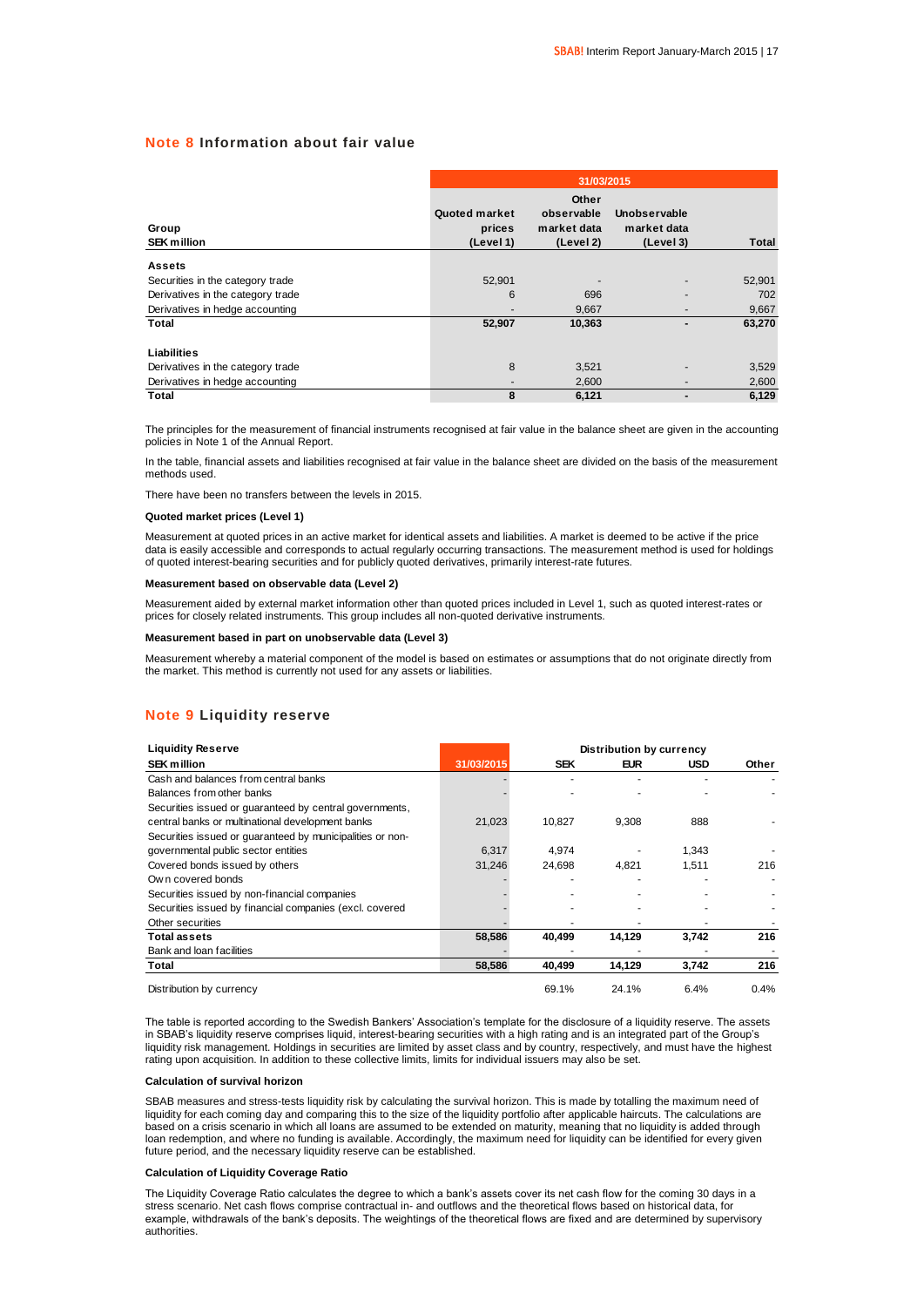## Note 8 Information about fair value

| Group<br>SEK million | Quoted market prices (Level 1) | Other observable market data (Level 2) | Unobservable market data (Level 3) | Total |
|---|---|---|---|---|
| | 31/03/2015 | | | |
| **Assets** | | | | |
| Securities in the category trade | 52,901 | - | - | 52,901 |
| Derivatives in the category trade | 6 | 696 | - | 702 |
| Derivatives in hedge accounting | - | 9,667 | - | 9,667 |
| **Total** | **52,907** | **10,363** | **-** | **63,270** |
| **Liabilities** | | | | |
| Derivatives in the category trade | 8 | 3,521 | - | 3,529 |
| Derivatives in hedge accounting | - | 2,600 | - | 2,600 |
| **Total** | **8** | **6,121** | **-** | **6,129** |

The principles for the measurement of financial instruments recognised at fair value in the balance sheet are given in the accounting policies in Note 1 of the Annual Report.

In the table, financial assets and liabilities recognised at fair value in the balance sheet are divided on the basis of the measurement methods used.

There have been no transfers between the levels in 2015.

**Quoted market prices (Level 1)**

Measurement at quoted prices in an active market for identical assets and liabilities. A market is deemed to be active if the price data is easily accessible and corresponds to actual regularly occurring transactions. The measurement method is used for holdings of quoted interest-bearing securities and for publicly quoted derivatives, primarily interest-rate futures.

**Measurement based on observable data (Level 2)**

Measurement aided by external market information other than quoted prices included in Level 1, such as quoted interest-rates or prices for closely related instruments. This group includes all non-quoted derivative instruments.

**Measurement based in part on unobservable data (Level 3)**

Measurement whereby a material component of the model is based on estimates or assumptions that do not originate directly from the market. This method is currently not used for any assets or liabilities.

## Note 9 Liquidity reserve

| Liquidity Reserve<br>SEK million | 31/03/2015 | SEK | EUR | USD | Other |
|---|---|---|---|---|---|
| | | Distribution by currency | | | |
| Cash and balances from central banks | - | - | - | - | - |
| Balances from other banks | - | - | - | - | - |
| Securities issued or guaranteed by central governments, central banks or multinational development banks | 21,023 | 10,827 | 9,308 | 888 | - |
| Securities issued or guaranteed by municipalities or non-governmental public sector entities | 6,317 | 4,974 | - | 1,343 | - |
| Covered bonds issued by others | 31,246 | 24,698 | 4,821 | 1,511 | 216 |
| Own covered bonds | - | - | - | - | - |
| Securities issued by non-financial companies | - | - | - | - | - |
| Securities issued by financial companies (excl. covered | - | - | - | - | - |
| Other securities | - | - | - | - | - |
| **Total assets** | **58,586** | **40,499** | **14,129** | **3,742** | **216** |
| Bank and loan facilities | - | - | - | - | - |
| **Total** | **58,586** | **40,499** | **14,129** | **3,742** | **216** |
| Distribution by currency | | 69.1% | 24.1% | 6.4% | 0.4% |

The table is reported according to the Swedish Bankers' Association's template for the disclosure of a liquidity reserve. The assets in SBAB's liquidity reserve comprises liquid, interest-bearing securities with a high rating and is an integrated part of the Group's liquidity risk management. Holdings in securities are limited by asset class and by country, respectively, and must have the highest rating upon acquisition. In addition to these collective limits, limits for individual issuers may also be set.

**Calculation of survival horizon**

SBAB measures and stress-tests liquidity risk by calculating the survival horizon. This is made by totalling the maximum need of liquidity for each coming day and comparing this to the size of the liquidity portfolio after applicable haircuts. The calculations are based on a crisis scenario in which all loans are assumed to be extended on maturity, meaning that no liquidity is added through loan redemption, and where no funding is available. Accordingly, the maximum need for liquidity can be identified for every given future period, and the necessary liquidity reserve can be established.

**Calculation of Liquidity Coverage Ratio**

The Liquidity Coverage Ratio calculates the degree to which a bank's assets cover its net cash flow for the coming 30 days in a stress scenario. Net cash flows comprise contractual in- and outflows and the theoretical flows based on historical data, for example, withdrawals of the bank's deposits. The weightings of the theoretical flows are fixed and are determined by supervisory authorities.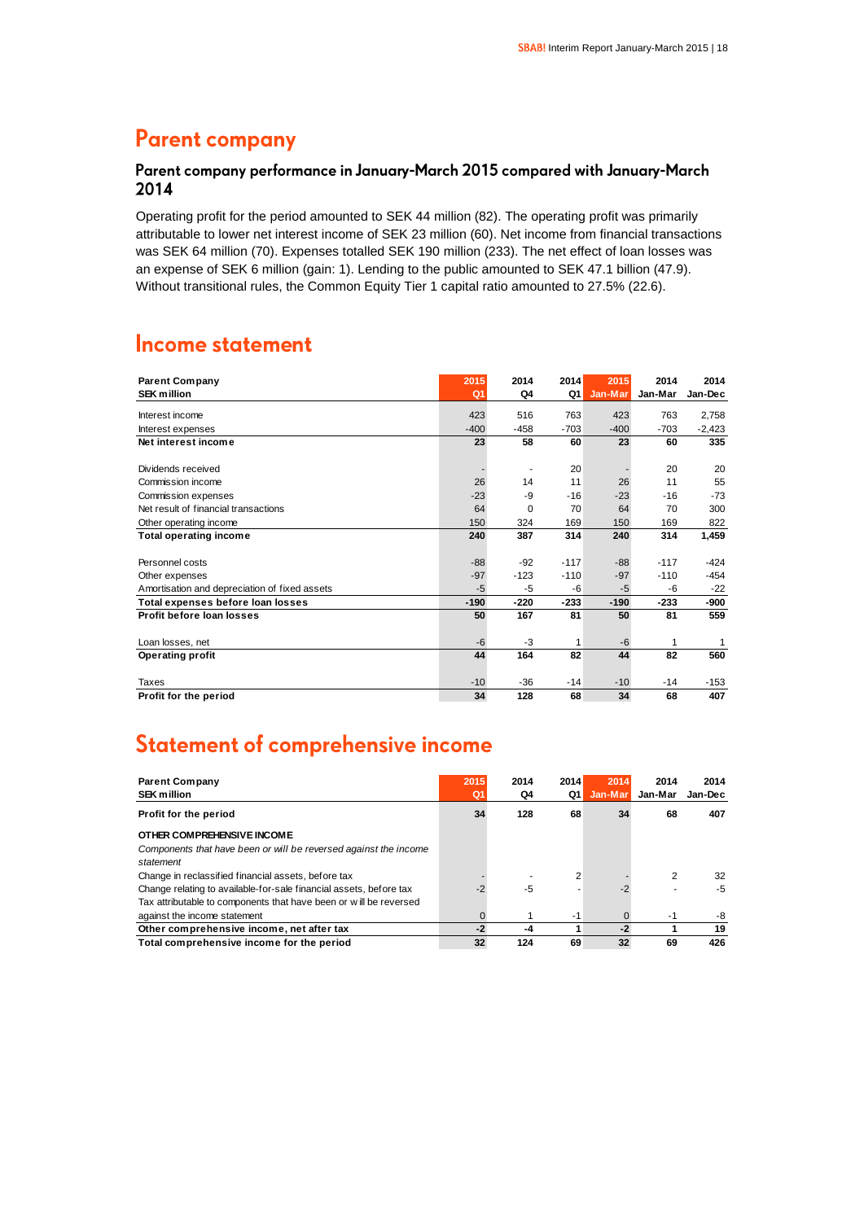# Parent company

### Parent company performance in January-March 2015 compared with January-March 2014

Operating profit for the period amounted to SEK 44 million (82). The operating profit was primarily attributable to lower net interest income of SEK 23 million (60). Net income from financial transactions was SEK 64 million (70). Expenses totalled SEK 190 million (233). The net effect of loan losses was an expense of SEK 6 million (gain: 1). Lending to the public amounted to SEK 47.1 billion (47.9). Without transitional rules, the Common Equity Tier 1 capital ratio amounted to 27.5% (22.6).

# Income statement

| Parent Company<br>SEK million | 2015<br>Q1 | 2014<br>Q4 | 2014<br>Q1 | 2015<br>Jan-Mar | 2014<br>Jan-Mar | 2014<br>Jan-Dec |
|---|---|---|---|---|---|---|
| Interest income | 423 | 516 | 763 | 423 | 763 | 2,758 |
| Interest expenses | -400 | -458 | -703 | -400 | -703 | -2,423 |
| **Net interest income** | **23** | **58** | **60** | **23** | **60** | **335** |
| Dividends received | - | - | 20 | - | 20 | 20 |
| Commission income | 26 | 14 | 11 | 26 | 11 | 55 |
| Commission expenses | -23 | -9 | -16 | -23 | -16 | -73 |
| Net result of financial transactions | 64 | 0 | 70 | 64 | 70 | 300 |
| Other operating income | 150 | 324 | 169 | 150 | 169 | 822 |
| **Total operating income** | **240** | **387** | **314** | **240** | **314** | **1,459** |
| Personnel costs | -88 | -92 | -117 | -88 | -117 | -424 |
| Other expenses | -97 | -123 | -110 | -97 | -110 | -454 |
| Amortisation and depreciation of fixed assets | -5 | -5 | -6 | -5 | -6 | -22 |
| **Total expenses before loan losses** | **-190** | **-220** | **-233** | **-190** | **-233** | **-900** |
| **Profit before loan losses** | **50** | **167** | **81** | **50** | **81** | **559** |
| Loan losses, net | -6 | -3 | 1 | -6 | 1 | 1 |
| **Operating profit** | **44** | **164** | **82** | **44** | **82** | **560** |
| Taxes | -10 | -36 | -14 | -10 | -14 | -153 |
| **Profit for the period** | **34** | **128** | **68** | **34** | **68** | **407** |

# Statement of comprehensive income

| Parent Company<br>SEK million | 2015<br>Q1 | 2014<br>Q4 | 2014<br>Q1 | 2014<br>Jan-Mar | 2014<br>Jan-Mar | 2014<br>Jan-Dec |
|---|---|---|---|---|---|---|
| **Profit for the period** | **34** | **128** | **68** | **34** | **68** | **407** |
| **OTHER COMPREHENSIVE INCOME** | | | | | | |
| *Components that have been or will be reversed against the income statement* | | | | | | |
| Change in reclassified financial assets, before tax | - | - | 2 | - | 2 | 32 |
| Change relating to available-for-sale financial assets, before tax | -2 | -5 | - | -2 | - | -5 |
| Tax attributable to components that have been or will be reversed against the income statement | 0 | 1 | -1 | 0 | -1 | -8 |
| **Other comprehensive income, net after tax** | **-2** | **-4** | **1** | **-2** | **1** | **19** |
| **Total comprehensive income for the period** | **32** | **124** | **69** | **32** | **69** | **426** |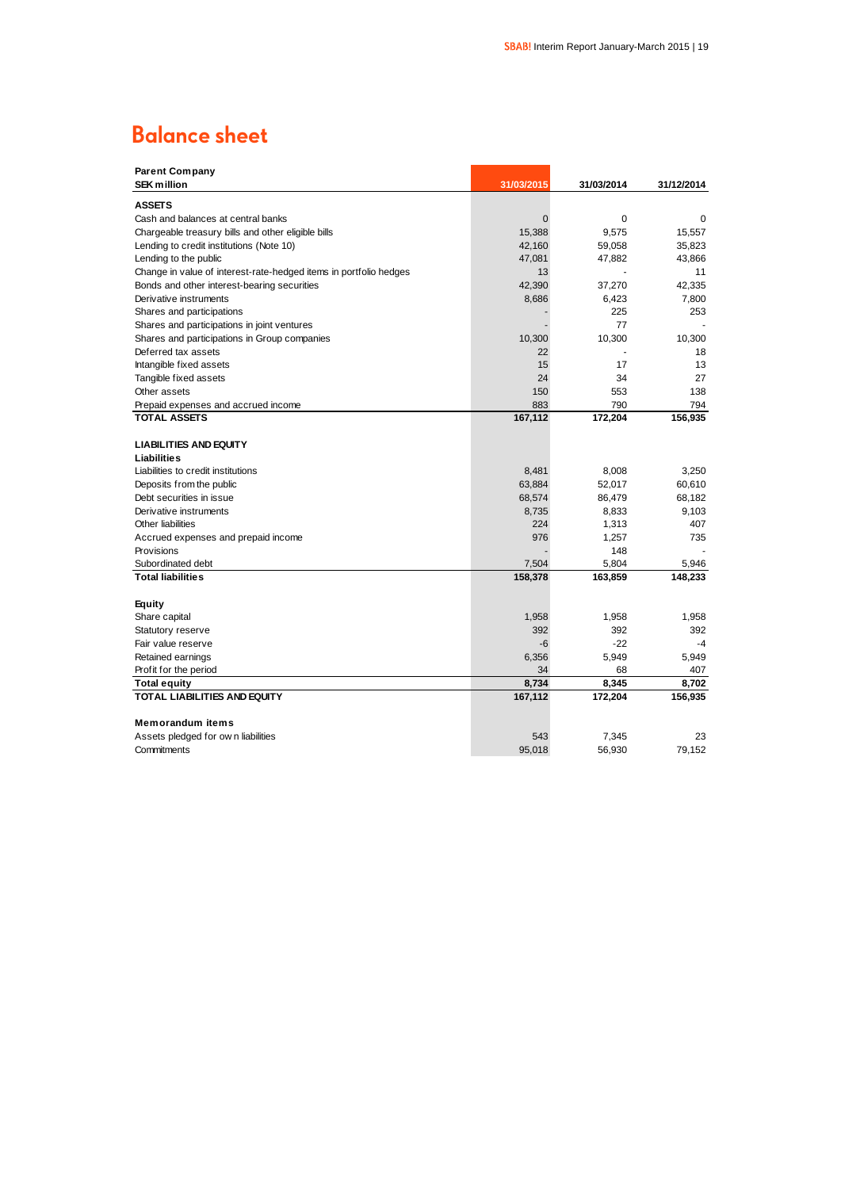# Balance sheet

| Parent Company<br>SEK million | 31/03/2015 | 31/03/2014 | 31/12/2014 |
|---|---|---|---|
| **ASSETS** | | | |
| Cash and balances at central banks | 0 | 0 | 0 |
| Chargeable treasury bills and other eligible bills | 15,388 | 9,575 | 15,557 |
| Lending to credit institutions (Note 10) | 42,160 | 59,058 | 35,823 |
| Lending to the public | 47,081 | 47,882 | 43,866 |
| Change in value of interest-rate-hedged items in portfolio hedges | 13 | - | 11 |
| Bonds and other interest-bearing securities | 42,390 | 37,270 | 42,335 |
| Derivative instruments | 8,686 | 6,423 | 7,800 |
| Shares and participations | - | 225 | 253 |
| Shares and participations in joint ventures | - | 77 | - |
| Shares and participations in Group companies | 10,300 | 10,300 | 10,300 |
| Deferred tax assets | 22 | - | 18 |
| Intangible fixed assets | 15 | 17 | 13 |
| Tangible fixed assets | 24 | 34 | 27 |
| Other assets | 150 | 553 | 138 |
| Prepaid expenses and accrued income | 883 | 790 | 794 |
| **TOTAL ASSETS** | **167,112** | **172,204** | **156,935** |
| | | | |
| **LIABILITIES AND EQUITY** | | | |
| **Liabilities** | | | |
| Liabilities to credit institutions | 8,481 | 8,008 | 3,250 |
| Deposits from the public | 63,884 | 52,017 | 60,610 |
| Debt securities in issue | 68,574 | 86,479 | 68,182 |
| Derivative instruments | 8,735 | 8,833 | 9,103 |
| Other liabilities | 224 | 1,313 | 407 |
| Accrued expenses and prepaid income | 976 | 1,257 | 735 |
| Provisions | - | 148 | - |
| Subordinated debt | 7,504 | 5,804 | 5,946 |
| **Total liabilities** | **158,378** | **163,859** | **148,233** |
| | | | |
| **Equity** | | | |
| Share capital | 1,958 | 1,958 | 1,958 |
| Statutory reserve | 392 | 392 | 392 |
| Fair value reserve | -6 | -22 | -4 |
| Retained earnings | 6,356 | 5,949 | 5,949 |
| Profit for the period | 34 | 68 | 407 |
| **Total equity** | **8,734** | **8,345** | **8,702** |
| **TOTAL LIABILITIES AND EQUITY** | **167,112** | **172,204** | **156,935** |
| | | | |
| **Memorandum items** | | | |
| Assets pledged for own liabilities | 543 | 7,345 | 23 |
| Commitments | 95,018 | 56,930 | 79,152 |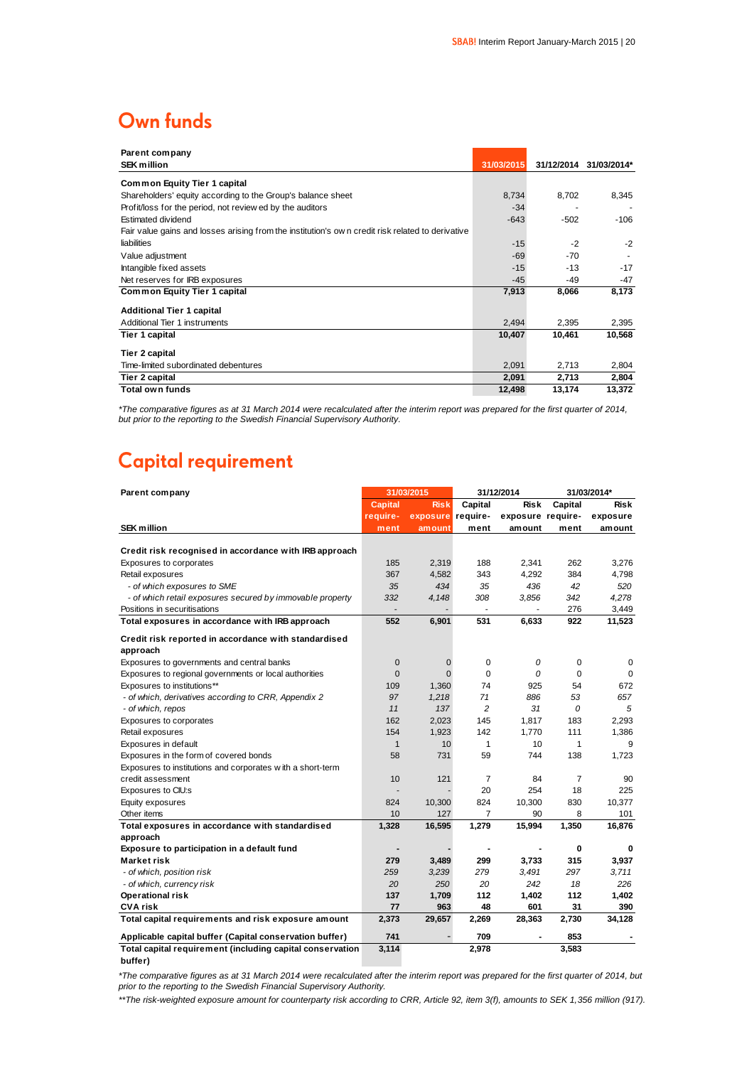## Own funds

| Parent company<br>SEK million | 31/03/2015 | 31/12/2014 | 31/03/2014* |
|---|---|---|---|
| **Common Equity Tier 1 capital** | | | |
| Shareholders' equity according to the Group's balance sheet | 8,734 | 8,702 | 8,345 |
| Profit/loss for the period, not reviewed by the auditors | -34 | - | - |
| Estimated dividend | -643 | -502 | -106 |
| Fair value gains and losses arising from the institution's own credit risk related to derivative liabilities | -15 | -2 | -2 |
| Value adjustment | -69 | -70 | - |
| Intangible fixed assets | -15 | -13 | -17 |
| Net reserves for IRB exposures | -45 | -49 | -47 |
| **Common Equity Tier 1 capital** | **7,913** | **8,066** | **8,173** |
| **Additional Tier 1 capital** | | | |
| Additional Tier 1 instruments | 2,494 | 2,395 | 2,395 |
| **Tier 1 capital** | **10,407** | **10,461** | **10,568** |
| **Tier 2 capital** | | | |
| Time-limited subordinated debentures | 2,091 | 2,713 | 2,804 |
| **Tier 2 capital** | **2,091** | **2,713** | **2,804** |
| **Total own funds** | **12,498** | **13,174** | **13,372** |

*The comparative figures as at 31 March 2014 were recalculated after the interim report was prepared for the first quarter of 2014, but prior to the reporting to the Swedish Financial Supervisory Authority.*

## Capital requirement

| Parent company | 31/03/2015 | | 31/12/2014 | | 31/03/2014* | |
|---|---|---|---|---|---|---|
| SEK million | Capital requirement | Risk exposure amount | Capital requirement | Risk exposure amount | Capital requirement | Risk exposure amount |
| **Credit risk recognised in accordance with IRB approach** | | | | | | |
| Exposures to corporates | 185 | 2,319 | 188 | 2,341 | 262 | 3,276 |
| Retail exposures | 367 | 4,582 | 343 | 4,292 | 384 | 4,798 |
| *- of which exposures to SME* | *35* | *434* | *35* | *436* | *42* | *520* |
| *- of which retail exposures secured by immovable property* | *332* | *4,148* | *308* | *3,856* | *342* | *4,278* |
| Positions in securitisations | - | - | - | - | 276 | 3,449 |
| **Total exposures in accordance with IRB approach** | **552** | **6,901** | **531** | **6,633** | **922** | **11,523** |
| **Credit risk reported in accordance with standardised approach** | | | | | | |
| Exposures to governments and central banks | 0 | 0 | 0 | *0* | 0 | 0 |
| Exposures to regional governments or local authorities | 0 | 0 | 0 | *0* | 0 | 0 |
| Exposures to institutions** | 109 | 1,360 | 74 | 925 | 54 | 672 |
| *- of which, derivatives according to CRR, Appendix 2* | *97* | *1,218* | *71* | *886* | *53* | *657* |
| *- of which, repos* | *11* | *137* | *2* | *31* | *0* | *5* |
| Exposures to corporates | 162 | 2,023 | 145 | 1,817 | 183 | 2,293 |
| Retail exposures | 154 | 1,923 | 142 | 1,770 | 111 | 1,386 |
| Exposures in default | 1 | 10 | 1 | 10 | 1 | 9 |
| Exposures in the form of covered bonds | 58 | 731 | 59 | 744 | 138 | 1,723 |
| Exposures to institutions and corporates with a short-term credit assessment | 10 | 121 | 7 | 84 | 7 | 90 |
| Exposures to CIU:s | - | - | 20 | 254 | 18 | 225 |
| Equity exposures | 824 | 10,300 | 824 | 10,300 | 830 | 10,377 |
| Other items | 10 | 127 | 7 | 90 | 8 | 101 |
| **Total exposures in accordance with standardised approach** | **1,328** | **16,595** | **1,279** | **15,994** | **1,350** | **16,876** |
| **Exposure to participation in a default fund** | **-** | **-** | **-** | **-** | **0** | **0** |
| **Market risk** | **279** | **3,489** | **299** | **3,733** | **315** | **3,937** |
| *- of which, position risk* | *259* | *3,239* | *279* | *3,491* | *297* | *3,711* |
| *- of which, currency risk* | *20* | *250* | *20* | *242* | *18* | *226* |
| **Operational risk** | **137** | **1,709** | **112** | **1,402** | **112** | **1,402** |
| **CVA risk** | **77** | **963** | **48** | **601** | **31** | **390** |
| **Total capital requirements and risk exposure amount** | **2,373** | **29,657** | **2,269** | **28,363** | **2,730** | **34,128** |
| **Applicable capital buffer (Capital conservation buffer)** | **741** | **-** | **709** | **-** | **853** | **-** |
| **Total capital requirement (including capital conservation buffer)** | **3,114** | | **2,978** | | **3,583** | |

*The comparative figures as at 31 March 2014 were recalculated after the interim report was prepared for the first quarter of 2014, but prior to the reporting to the Swedish Financial Supervisory Authority.*

**The risk-weighted exposure amount for counterparty risk according to CRR, Article 92, item 3(f), amounts to SEK 1,356 million (917).*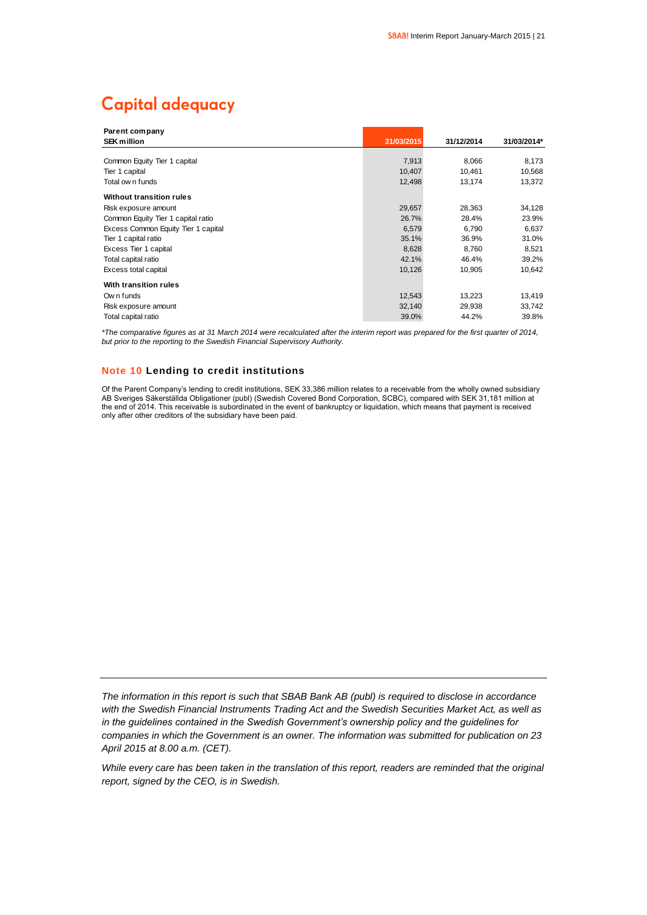# Capital adequacy

| Parent company<br>SEK million | 31/03/2015 | 31/12/2014 | 31/03/2014* |
|---|---|---|---|
| Common Equity Tier 1 capital | 7,913 | 8,066 | 8,173 |
| Tier 1 capital | 10,407 | 10,461 | 10,568 |
| Total own funds | 12,498 | 13,174 | 13,372 |
| **Without transition rules** | | | |
| Risk exposure amount | 29,657 | 28,363 | 34,128 |
| Common Equity Tier 1 capital ratio | 26.7% | 28.4% | 23.9% |
| Excess Common Equity Tier 1 capital | 6,579 | 6,790 | 6,637 |
| Tier 1 capital ratio | 35.1% | 36.9% | 31.0% |
| Excess Tier 1 capital | 8,628 | 8,760 | 8,521 |
| Total capital ratio | 42.1% | 46.4% | 39.2% |
| Excess total capital | 10,126 | 10,905 | 10,642 |
| **With transition rules** | | | |
| Own funds | 12,543 | 13,223 | 13,419 |
| Risk exposure amount | 32,140 | 29,938 | 33,742 |
| Total capital ratio | 39.0% | 44.2% | 39.8% |

*\*The comparative figures as at 31 March 2014 were recalculated after the interim report was prepared for the first quarter of 2014, but prior to the reporting to the Swedish Financial Supervisory Authority.*

### Note 10 Lending to credit institutions

Of the Parent Company's lending to credit institutions, SEK 33,386 million relates to a receivable from the wholly owned subsidiary AB Sveriges Säkerställda Obligationer (publ) (Swedish Covered Bond Corporation, SCBC), compared with SEK 31,181 million at the end of 2014. This receivable is subordinated in the event of bankruptcy or liquidation, which means that payment is received only after other creditors of the subsidiary have been paid.

---

*The information in this report is such that SBAB Bank AB (publ) is required to disclose in accordance with the Swedish Financial Instruments Trading Act and the Swedish Securities Market Act, as well as in the guidelines contained in the Swedish Government's ownership policy and the guidelines for companies in which the Government is an owner. The information was submitted for publication on 23 April 2015 at 8.00 a.m. (CET).*

*While every care has been taken in the translation of this report, readers are reminded that the original report, signed by the CEO, is in Swedish.*